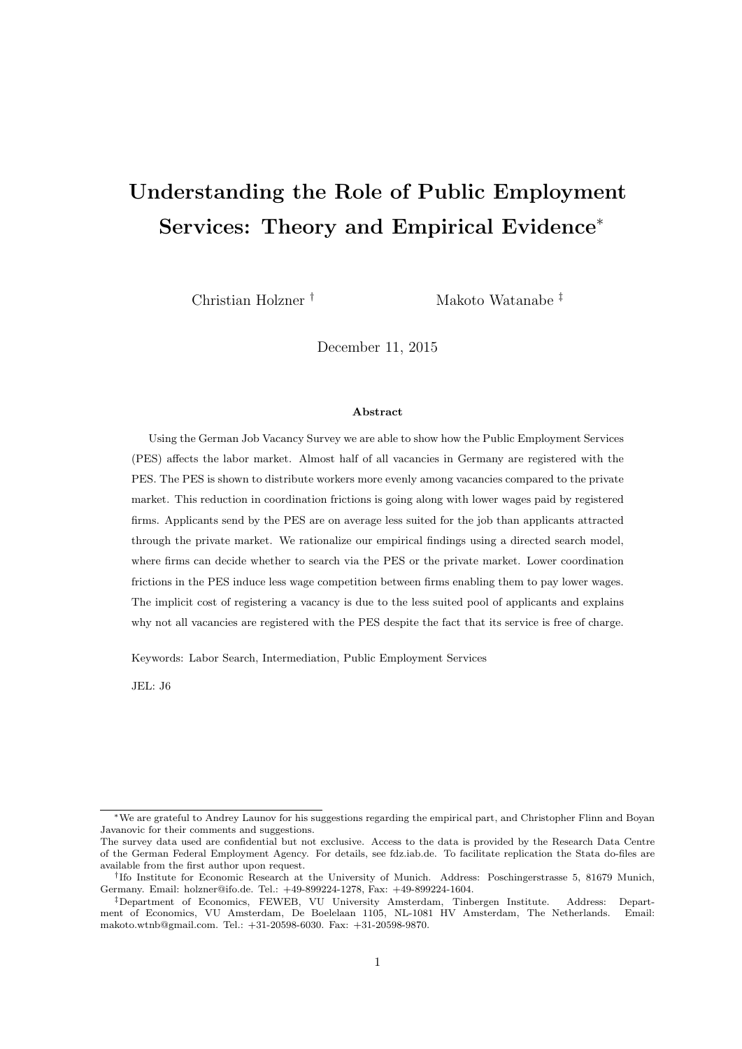# Understanding the Role of Public Employment Services: Theory and Empirical Evidence[*]

Christian Holzner [†] Makoto Watanabe [‡]

December 11, 2015

### Abstract

Using the German Job Vacancy Survey we are able to show how the Public Employment Services (PES) affects the labor market. Almost half of all vacancies in Germany are registered with the PES. The PES is shown to distribute workers more evenly among vacancies compared to the private market. This reduction in coordination frictions is going along with lower wages paid by registered firms. Applicants send by the PES are on average less suited for the job than applicants attracted through the private market. We rationalize our empirical findings using a directed search model, where firms can decide whether to search via the PES or the private market. Lower coordination frictions in the PES induce less wage competition between firms enabling them to pay lower wages. The implicit cost of registering a vacancy is due to the less suited pool of applicants and explains why not all vacancies are registered with the PES despite the fact that its service is free of charge.

Keywords: Labor Search, Intermediation, Public Employment Services

JEL: J6

---

[*] We are grateful to Andrey Launov for his suggestions regarding the empirical part, and Christopher Flinn and Boyan Javanovic for their comments and suggestions.
The survey data used are confidential but not exclusive. Access to the data is provided by the Research Data Centre of the German Federal Employment Agency. For details, see fdz.iab.de. To facilitate replication the Stata do-files are available from the first author upon request.

[†] Ifo Institute for Economic Research at the University of Munich. Address: Poschingerstrasse 5, 81679 Munich, Germany. Email: holzner@ifo.de. Tel.: +49-899224-1278, Fax: +49-899224-1604.

[‡] Department of Economics, FEWEB, VU University Amsterdam, Tinbergen Institute. Address: Department of Economics, VU Amsterdam, De Boelelaan 1105, NL-1081 HV Amsterdam, The Netherlands. Email: makoto.wtnb@gmail.com. Tel.: +31-20598-6030. Fax: +31-20598-9870.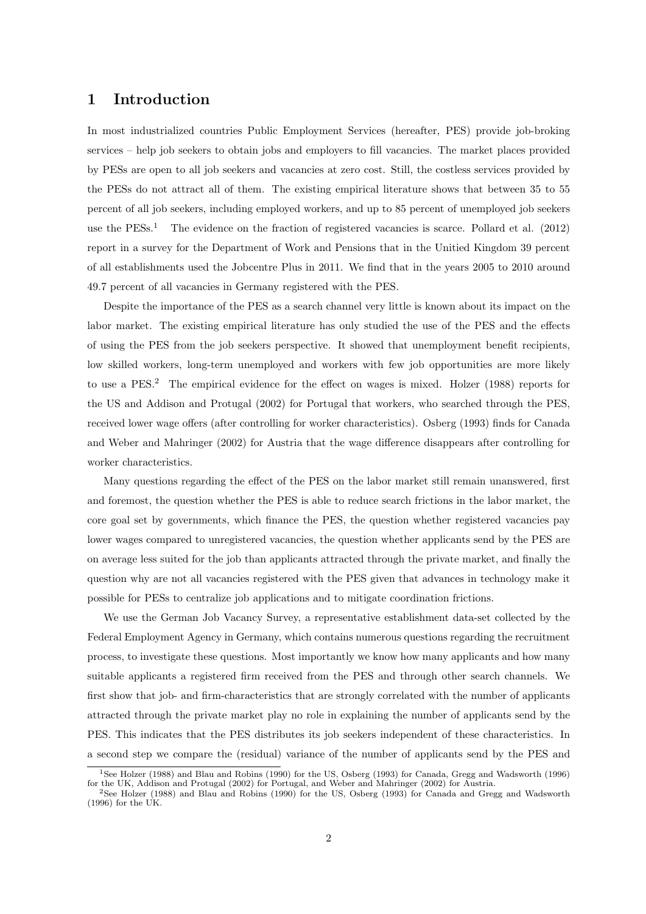# 1 Introduction

In most industrialized countries Public Employment Services (hereafter, PES) provide job-broking services – help job seekers to obtain jobs and employers to fill vacancies. The market places provided by PESs are open to all job seekers and vacancies at zero cost. Still, the costless services provided by the PESs do not attract all of them. The existing empirical literature shows that between 35 to 55 percent of all job seekers, including employed workers, and up to 85 percent of unemployed job seekers use the PESs.[1] The evidence on the fraction of registered vacancies is scarce. Pollard et al. (2012) report in a survey for the Department of Work and Pensions that in the Unitied Kingdom 39 percent of all establishments used the Jobcentre Plus in 2011. We find that in the years 2005 to 2010 around 49.7 percent of all vacancies in Germany registered with the PES.

Despite the importance of the PES as a search channel very little is known about its impact on the labor market. The existing empirical literature has only studied the use of the PES and the effects of using the PES from the job seekers perspective. It showed that unemployment benefit recipients, low skilled workers, long-term unemployed and workers with few job opportunities are more likely to use a PES.[2] The empirical evidence for the effect on wages is mixed. Holzer (1988) reports for the US and Addison and Protugal (2002) for Portugal that workers, who searched through the PES, received lower wage offers (after controlling for worker characteristics). Osberg (1993) finds for Canada and Weber and Mahringer (2002) for Austria that the wage difference disappears after controlling for worker characteristics.

Many questions regarding the effect of the PES on the labor market still remain unanswered, first and foremost, the question whether the PES is able to reduce search frictions in the labor market, the core goal set by governments, which finance the PES, the question whether registered vacancies pay lower wages compared to unregistered vacancies, the question whether applicants send by the PES are on average less suited for the job than applicants attracted through the private market, and finally the question why are not all vacancies registered with the PES given that advances in technology make it possible for PESs to centralize job applications and to mitigate coordination frictions.

We use the German Job Vacancy Survey, a representative establishment data-set collected by the Federal Employment Agency in Germany, which contains numerous questions regarding the recruitment process, to investigate these questions. Most importantly we know how many applicants and how many suitable applicants a registered firm received from the PES and through other search channels. We first show that job- and firm-characteristics that are strongly correlated with the number of applicants attracted through the private market play no role in explaining the number of applicants send by the PES. This indicates that the PES distributes its job seekers independent of these characteristics. In a second step we compare the (residual) variance of the number of applicants send by the PES and

[1] See Holzer (1988) and Blau and Robins (1990) for the US, Osberg (1993) for Canada, Gregg and Wadsworth (1996) for the UK, Addison and Protugal (2002) for Portugal, and Weber and Mahringer (2002) for Austria.

[2] See Holzer (1988) and Blau and Robins (1990) for the US, Osberg (1993) for Canada and Gregg and Wadsworth (1996) for the UK.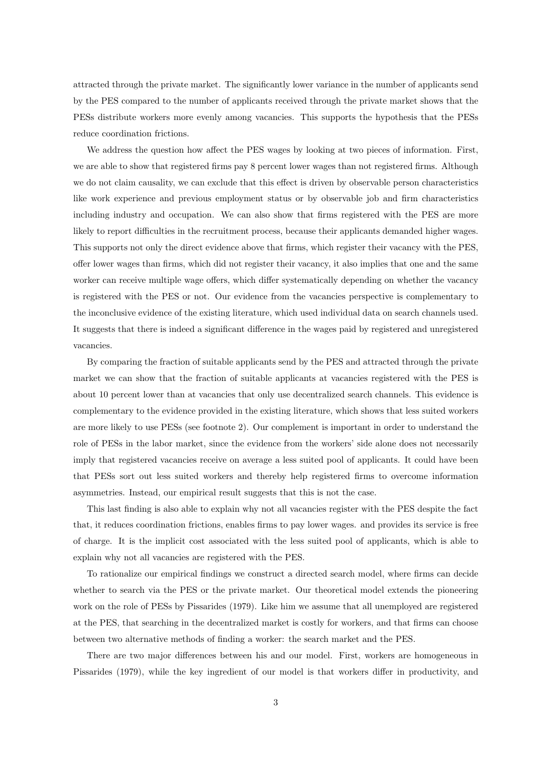attracted through the private market. The significantly lower variance in the number of applicants send by the PES compared to the number of applicants received through the private market shows that the PESs distribute workers more evenly among vacancies. This supports the hypothesis that the PESs reduce coordination frictions.

We address the question how affect the PES wages by looking at two pieces of information. First, we are able to show that registered firms pay 8 percent lower wages than not registered firms. Although we do not claim causality, we can exclude that this effect is driven by observable person characteristics like work experience and previous employment status or by observable job and firm characteristics including industry and occupation. We can also show that firms registered with the PES are more likely to report difficulties in the recruitment process, because their applicants demanded higher wages. This supports not only the direct evidence above that firms, which register their vacancy with the PES, offer lower wages than firms, which did not register their vacancy, it also implies that one and the same worker can receive multiple wage offers, which differ systematically depending on whether the vacancy is registered with the PES or not. Our evidence from the vacancies perspective is complementary to the inconclusive evidence of the existing literature, which used individual data on search channels used. It suggests that there is indeed a significant difference in the wages paid by registered and unregistered vacancies.

By comparing the fraction of suitable applicants send by the PES and attracted through the private market we can show that the fraction of suitable applicants at vacancies registered with the PES is about 10 percent lower than at vacancies that only use decentralized search channels. This evidence is complementary to the evidence provided in the existing literature, which shows that less suited workers are more likely to use PESs (see footnote 2). Our complement is important in order to understand the role of PESs in the labor market, since the evidence from the workers' side alone does not necessarily imply that registered vacancies receive on average a less suited pool of applicants. It could have been that PESs sort out less suited workers and thereby help registered firms to overcome information asymmetries. Instead, our empirical result suggests that this is not the case.

This last finding is also able to explain why not all vacancies register with the PES despite the fact that, it reduces coordination frictions, enables firms to pay lower wages. and provides its service is free of charge. It is the implicit cost associated with the less suited pool of applicants, which is able to explain why not all vacancies are registered with the PES.

To rationalize our empirical findings we construct a directed search model, where firms can decide whether to search via the PES or the private market. Our theoretical model extends the pioneering work on the role of PESs by Pissarides (1979). Like him we assume that all unemployed are registered at the PES, that searching in the decentralized market is costly for workers, and that firms can choose between two alternative methods of finding a worker: the search market and the PES.

There are two major differences between his and our model. First, workers are homogeneous in Pissarides (1979), while the key ingredient of our model is that workers differ in productivity, and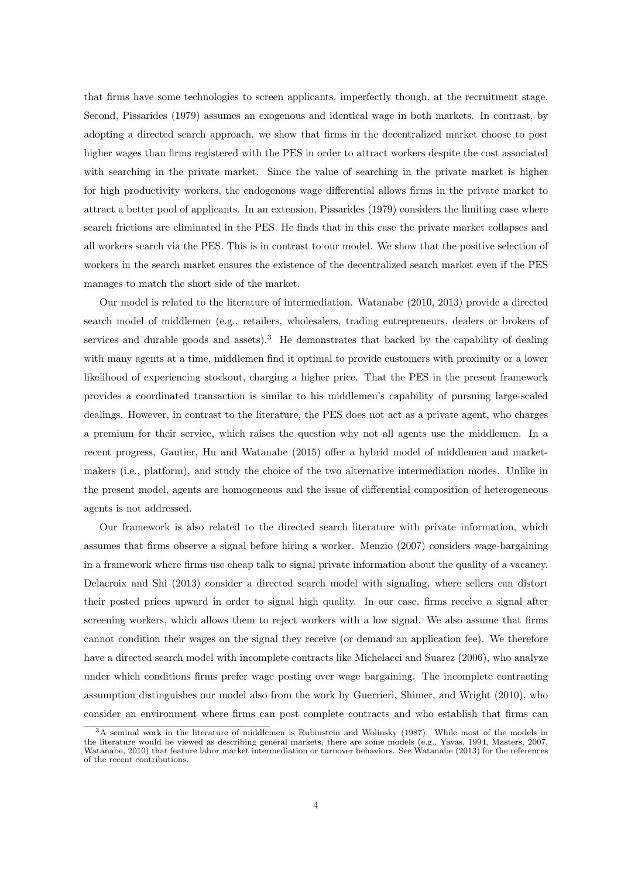that firms have some technologies to screen applicants, imperfectly though, at the recruitment stage. Second, Pissarides (1979) assumes an exogenous and identical wage in both markets. In contrast, by adopting a directed search approach, we show that firms in the decentralized market choose to post higher wages than firms registered with the PES in order to attract workers despite the cost associated with searching in the private market. Since the value of searching in the private market is higher for high productivity workers, the endogenous wage differential allows firms in the private market to attract a better pool of applicants. In an extension, Pissarides (1979) considers the limiting case where search frictions are eliminated in the PES. He finds that in this case the private market collapses and all workers search via the PES. This is in contrast to our model. We show that the positive selection of workers in the search market ensures the existence of the decentralized search market even if the PES manages to match the short side of the market.

Our model is related to the literature of intermediation. Watanabe (2010, 2013) provide a directed search model of middlemen (e.g., retailers, wholesalers, trading entrepreneurs, dealers or brokers of services and durable goods and assets).[3] He demonstrates that backed by the capability of dealing with many agents at a time, middlemen find it optimal to provide customers with proximity or a lower likelihood of experiencing stockout, charging a higher price. That the PES in the present framework provides a coordinated transaction is similar to his middlemen's capability of pursuing large-scaled dealings. However, in contrast to the literature, the PES does not act as a private agent, who charges a premium for their service, which raises the question why not all agents use the middlemen. In a recent progress, Gautier, Hu and Watanabe (2015) offer a hybrid model of middlemen and market-makers (i.e., platform), and study the choice of the two alternative intermediation modes. Unlike in the present model, agents are homogeneous and the issue of differential composition of heterogeneous agents is not addressed.

Our framework is also related to the directed search literature with private information, which assumes that firms observe a signal before hiring a worker. Menzio (2007) considers wage-bargaining in a framework where firms use cheap talk to signal private information about the quality of a vacancy. Delacroix and Shi (2013) consider a directed search model with signaling, where sellers can distort their posted prices upward in order to signal high quality. In our case, firms receive a signal after screening workers, which allows them to reject workers with a low signal. We also assume that firms cannot condition their wages on the signal they receive (or demand an application fee). We therefore have a directed search model with incomplete contracts like Michelacci and Suarez (2006), who analyze under which conditions firms prefer wage posting over wage bargaining. The incomplete contracting assumption distinguishes our model also from the work by Guerrieri, Shimer, and Wright (2010), who consider an environment where firms can post complete contracts and who establish that firms can

[3] A seminal work in the literature of middlemen is Rubinstein and Wolinsky (1987). While most of the models in the literature would be viewed as describing general markets, there are some models (e.g., Yavas, 1994, Masters, 2007, Watanabe, 2010) that feature labor market intermediation or turnover behaviors. See Watanabe (2013) for the references of the recent contributions.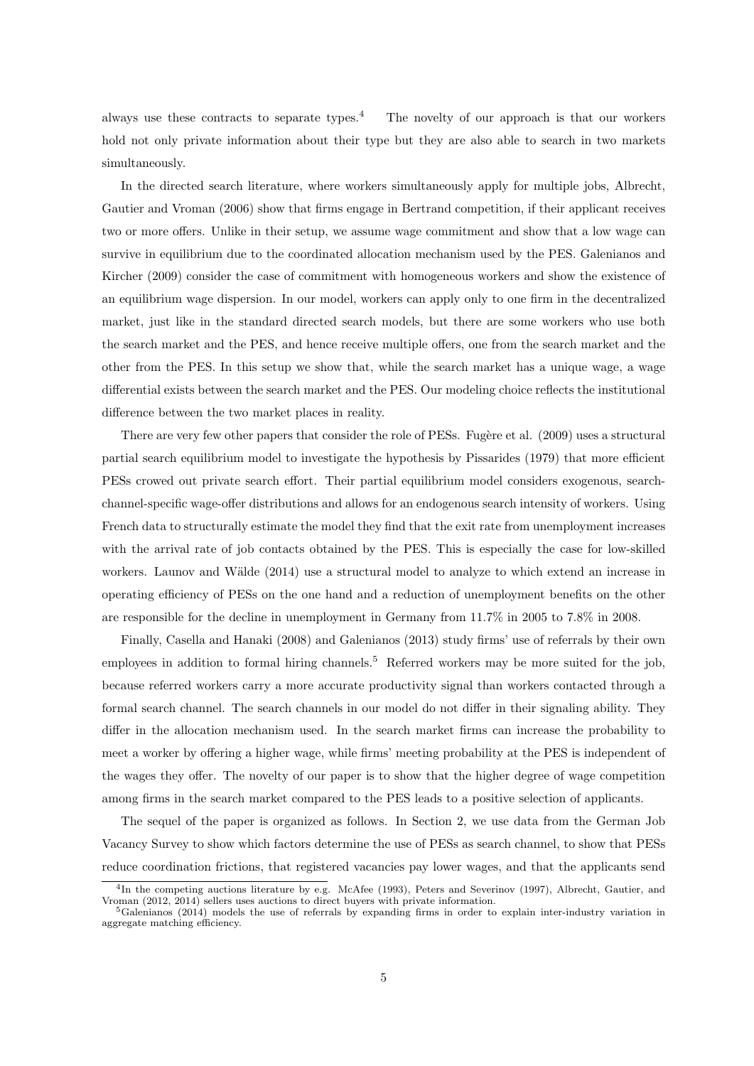always use these contracts to separate types.[4] The novelty of our approach is that our workers hold not only private information about their type but they are also able to search in two markets simultaneously.

In the directed search literature, where workers simultaneously apply for multiple jobs, Albrecht, Gautier and Vroman (2006) show that firms engage in Bertrand competition, if their applicant receives two or more offers. Unlike in their setup, we assume wage commitment and show that a low wage can survive in equilibrium due to the coordinated allocation mechanism used by the PES. Galenianos and Kircher (2009) consider the case of commitment with homogeneous workers and show the existence of an equilibrium wage dispersion. In our model, workers can apply only to one firm in the decentralized market, just like in the standard directed search models, but there are some workers who use both the search market and the PES, and hence receive multiple offers, one from the search market and the other from the PES. In this setup we show that, while the search market has a unique wage, a wage differential exists between the search market and the PES. Our modeling choice reflects the institutional difference between the two market places in reality.

There are very few other papers that consider the role of PESs. Fugère et al. (2009) uses a structural partial search equilibrium model to investigate the hypothesis by Pissarides (1979) that more efficient PESs crowed out private search effort. Their partial equilibrium model considers exogenous, search-channel-specific wage-offer distributions and allows for an endogenous search intensity of workers. Using French data to structurally estimate the model they find that the exit rate from unemployment increases with the arrival rate of job contacts obtained by the PES. This is especially the case for low-skilled workers. Launov and Wälde (2014) use a structural model to analyze to which extend an increase in operating efficiency of PESs on the one hand and a reduction of unemployment benefits on the other are responsible for the decline in unemployment in Germany from 11.7% in 2005 to 7.8% in 2008.

Finally, Casella and Hanaki (2008) and Galenianos (2013) study firms' use of referrals by their own employees in addition to formal hiring channels.[5] Referred workers may be more suited for the job, because referred workers carry a more accurate productivity signal than workers contacted through a formal search channel. The search channels in our model do not differ in their signaling ability. They differ in the allocation mechanism used. In the search market firms can increase the probability to meet a worker by offering a higher wage, while firms' meeting probability at the PES is independent of the wages they offer. The novelty of our paper is to show that the higher degree of wage competition among firms in the search market compared to the PES leads to a positive selection of applicants.

The sequel of the paper is organized as follows. In Section 2, we use data from the German Job Vacancy Survey to show which factors determine the use of PESs as search channel, to show that PESs reduce coordination frictions, that registered vacancies pay lower wages, and that the applicants send

[4] In the competing auctions literature by e.g. McAfee (1993), Peters and Severinov (1997), Albrecht, Gautier, and Vroman (2012, 2014) sellers uses auctions to direct buyers with private information.

[5] Galenianos (2014) models the use of referrals by expanding firms in order to explain inter-industry variation in aggregate matching efficiency.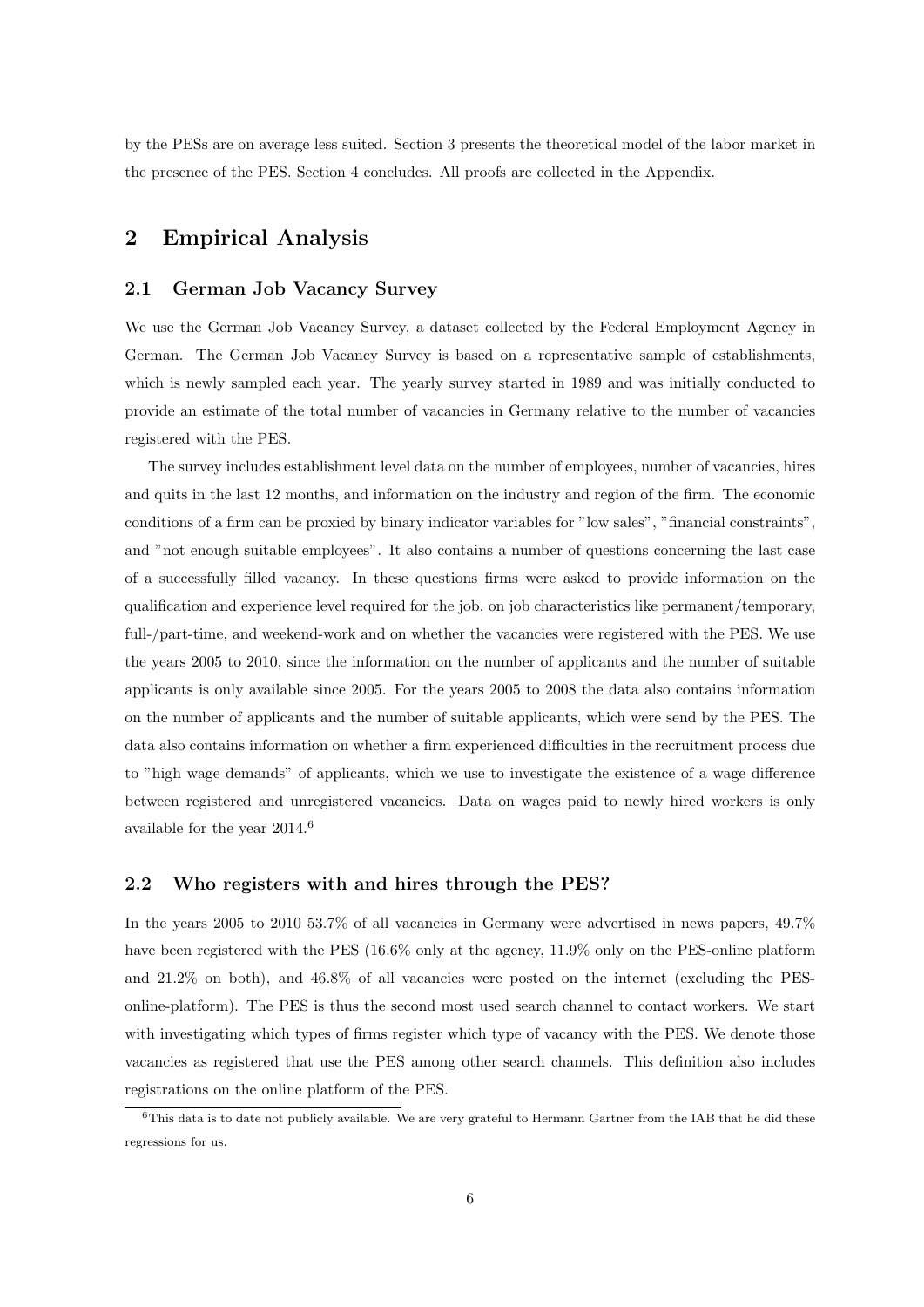by the PESs are on average less suited. Section 3 presents the theoretical model of the labor market in the presence of the PES. Section 4 concludes. All proofs are collected in the Appendix.

## 2 Empirical Analysis

### 2.1 German Job Vacancy Survey

We use the German Job Vacancy Survey, a dataset collected by the Federal Employment Agency in German. The German Job Vacancy Survey is based on a representative sample of establishments, which is newly sampled each year. The yearly survey started in 1989 and was initially conducted to provide an estimate of the total number of vacancies in Germany relative to the number of vacancies registered with the PES.

The survey includes establishment level data on the number of employees, number of vacancies, hires and quits in the last 12 months, and information on the industry and region of the firm. The economic conditions of a firm can be proxied by binary indicator variables for "low sales", "financial constraints", and "not enough suitable employees". It also contains a number of questions concerning the last case of a successfully filled vacancy. In these questions firms were asked to provide information on the qualification and experience level required for the job, on job characteristics like permanent/temporary, full-/part-time, and weekend-work and on whether the vacancies were registered with the PES. We use the years 2005 to 2010, since the information on the number of applicants and the number of suitable applicants is only available since 2005. For the years 2005 to 2008 the data also contains information on the number of applicants and the number of suitable applicants, which were send by the PES. The data also contains information on whether a firm experienced difficulties in the recruitment process due to "high wage demands" of applicants, which we use to investigate the existence of a wage difference between registered and unregistered vacancies. Data on wages paid to newly hired workers is only available for the year 2014.[6]

### 2.2 Who registers with and hires through the PES?

In the years 2005 to 2010 53.7% of all vacancies in Germany were advertised in news papers, 49.7% have been registered with the PES (16.6% only at the agency, 11.9% only on the PES-online platform and 21.2% on both), and 46.8% of all vacancies were posted on the internet (excluding the PES-online-platform). The PES is thus the second most used search channel to contact workers. We start with investigating which types of firms register which type of vacancy with the PES. We denote those vacancies as registered that use the PES among other search channels. This definition also includes registrations on the online platform of the PES.

[6]This data is to date not publicly available. We are very grateful to Hermann Gartner from the IAB that he did these regressions for us.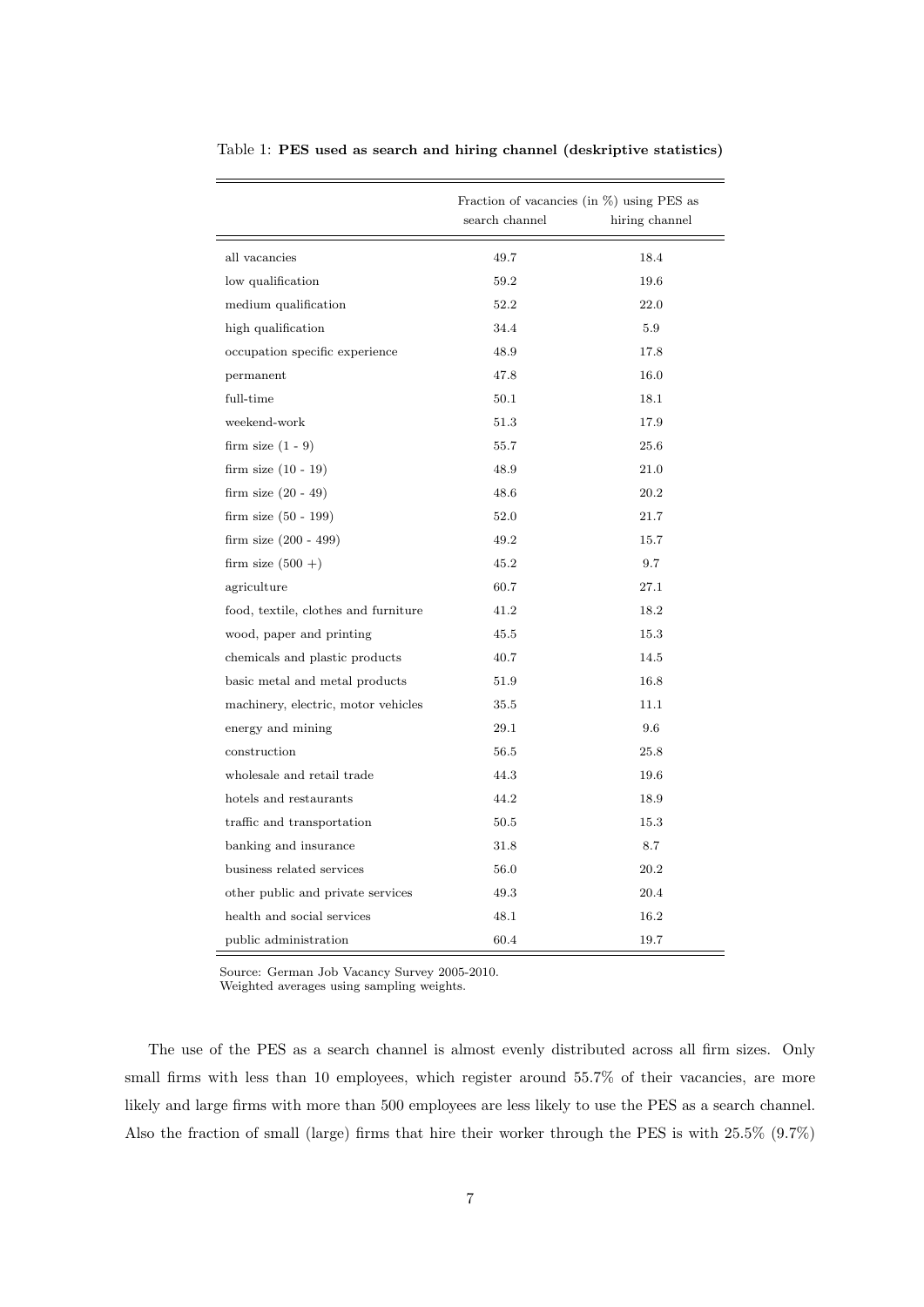Table 1: **PES used as search and hiring channel (deskriptive statistics)**

| | Fraction of vacancies (in %) using PES as search channel | hiring channel |
|---|---|---|
| all vacancies | 49.7 | 18.4 |
| low qualification | 59.2 | 19.6 |
| medium qualification | 52.2 | 22.0 |
| high qualification | 34.4 | 5.9 |
| occupation specific experience | 48.9 | 17.8 |
| permanent | 47.8 | 16.0 |
| full-time | 50.1 | 18.1 |
| weekend-work | 51.3 | 17.9 |
| firm size (1 - 9) | 55.7 | 25.6 |
| firm size (10 - 19) | 48.9 | 21.0 |
| firm size (20 - 49) | 48.6 | 20.2 |
| firm size (50 - 199) | 52.0 | 21.7 |
| firm size (200 - 499) | 49.2 | 15.7 |
| firm size (500 +) | 45.2 | 9.7 |
| agriculture | 60.7 | 27.1 |
| food, textile, clothes and furniture | 41.2 | 18.2 |
| wood, paper and printing | 45.5 | 15.3 |
| chemicals and plastic products | 40.7 | 14.5 |
| basic metal and metal products | 51.9 | 16.8 |
| machinery, electric, motor vehicles | 35.5 | 11.1 |
| energy and mining | 29.1 | 9.6 |
| construction | 56.5 | 25.8 |
| wholesale and retail trade | 44.3 | 19.6 |
| hotels and restaurants | 44.2 | 18.9 |
| traffic and transportation | 50.5 | 15.3 |
| banking and insurance | 31.8 | 8.7 |
| business related services | 56.0 | 20.2 |
| other public and private services | 49.3 | 20.4 |
| health and social services | 48.1 | 16.2 |
| public administration | 60.4 | 19.7 |

Source: German Job Vacancy Survey 2005-2010.
Weighted averages using sampling weights.

The use of the PES as a search channel is almost evenly distributed across all firm sizes. Only small firms with less than 10 employees, which register around 55.7% of their vacancies, are more likely and large firms with more than 500 employees are less likely to use the PES as a search channel. Also the fraction of small (large) firms that hire their worker through the PES is with 25.5% (9.7%)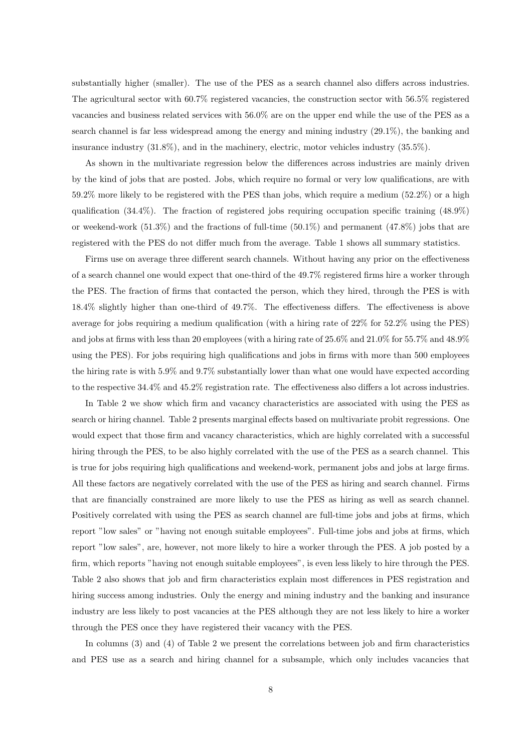substantially higher (smaller). The use of the PES as a search channel also differs across industries. The agricultural sector with 60.7% registered vacancies, the construction sector with 56.5% registered vacancies and business related services with 56.0% are on the upper end while the use of the PES as a search channel is far less widespread among the energy and mining industry (29.1%), the banking and insurance industry (31.8%), and in the machinery, electric, motor vehicles industry (35.5%).

As shown in the multivariate regression below the differences across industries are mainly driven by the kind of jobs that are posted. Jobs, which require no formal or very low qualifications, are with 59.2% more likely to be registered with the PES than jobs, which require a medium (52.2%) or a high qualification (34.4%). The fraction of registered jobs requiring occupation specific training (48.9%) or weekend-work (51.3%) and the fractions of full-time (50.1%) and permanent (47.8%) jobs that are registered with the PES do not differ much from the average. Table 1 shows all summary statistics.

Firms use on average three different search channels. Without having any prior on the effectiveness of a search channel one would expect that one-third of the 49.7% registered firms hire a worker through the PES. The fraction of firms that contacted the person, which they hired, through the PES is with 18.4% slightly higher than one-third of 49.7%. The effectiveness differs. The effectiveness is above average for jobs requiring a medium qualification (with a hiring rate of 22% for 52.2% using the PES) and jobs at firms with less than 20 employees (with a hiring rate of 25.6% and 21.0% for 55.7% and 48.9% using the PES). For jobs requiring high qualifications and jobs in firms with more than 500 employees the hiring rate is with 5.9% and 9.7% substantially lower than what one would have expected according to the respective 34.4% and 45.2% registration rate. The effectiveness also differs a lot across industries.

In Table 2 we show which firm and vacancy characteristics are associated with using the PES as search or hiring channel. Table 2 presents marginal effects based on multivariate probit regressions. One would expect that those firm and vacancy characteristics, which are highly correlated with a successful hiring through the PES, to be also highly correlated with the use of the PES as a search channel. This is true for jobs requiring high qualifications and weekend-work, permanent jobs and jobs at large firms. All these factors are negatively correlated with the use of the PES as hiring and search channel. Firms that are financially constrained are more likely to use the PES as hiring as well as search channel. Positively correlated with using the PES as search channel are full-time jobs and jobs at firms, which report "low sales" or "having not enough suitable employees". Full-time jobs and jobs at firms, which report "low sales", are, however, not more likely to hire a worker through the PES. A job posted by a firm, which reports "having not enough suitable employees", is even less likely to hire through the PES. Table 2 also shows that job and firm characteristics explain most differences in PES registration and hiring success among industries. Only the energy and mining industry and the banking and insurance industry are less likely to post vacancies at the PES although they are not less likely to hire a worker through the PES once they have registered their vacancy with the PES.

In columns (3) and (4) of Table 2 we present the correlations between job and firm characteristics and PES use as a search and hiring channel for a subsample, which only includes vacancies that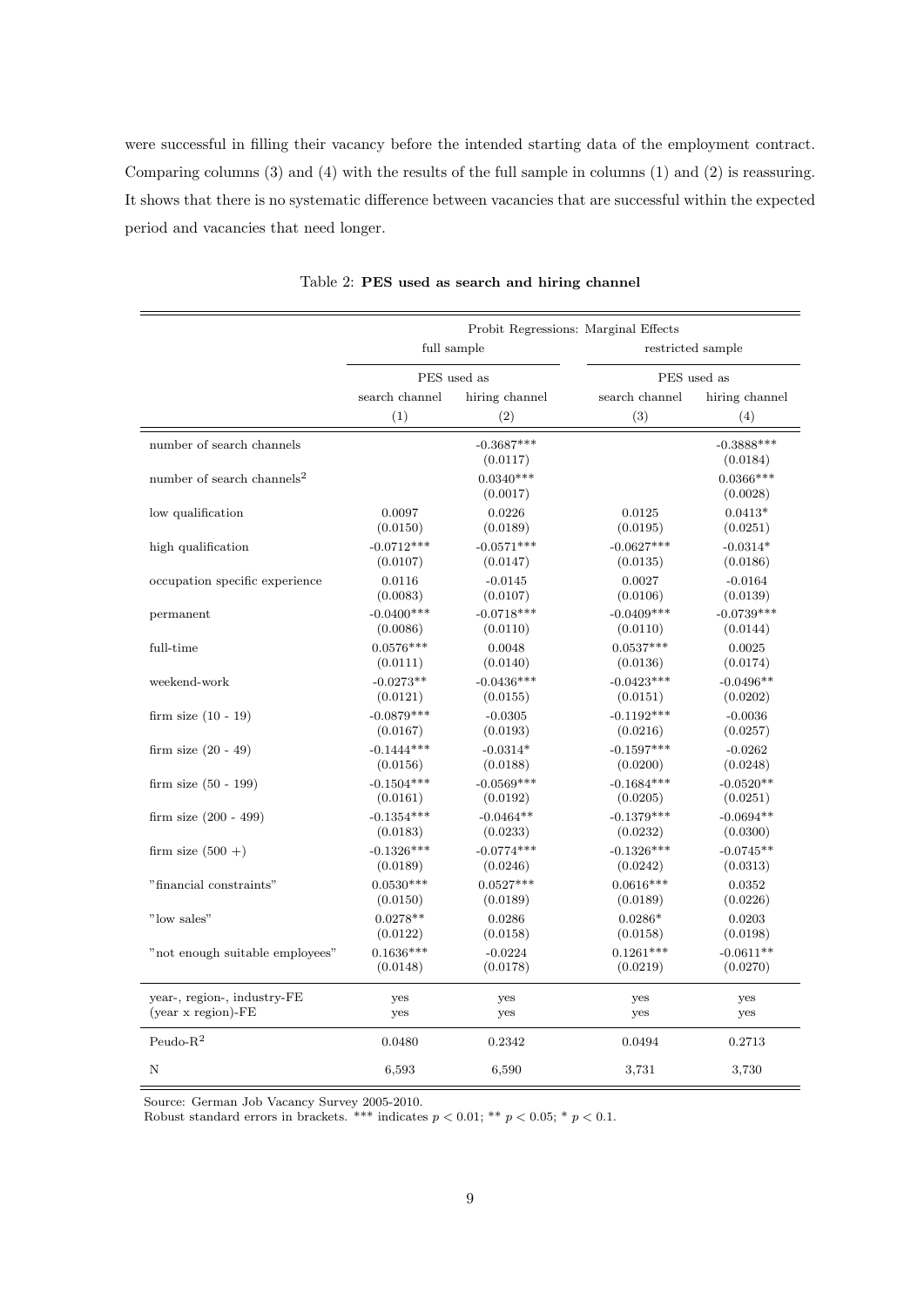were successful in filling their vacancy before the intended starting data of the employment contract. Comparing columns (3) and (4) with the results of the full sample in columns (1) and (2) is reassuring. It shows that there is no systematic difference between vacancies that are successful within the expected period and vacancies that need longer.

Table 2: **PES used as search and hiring channel**

| | Probit Regressions: Marginal Effects | | | |
|---|---|---|---|---|
| | full sample | | restricted sample | |
| | PES used as | | PES used as | |
| | search channel | hiring channel | search channel | hiring channel |
| | (1) | (2) | (3) | (4) |
| number of search channels | | -0.3687*** | | -0.3888*** |
| | | (0.0117) | | (0.0184) |
| number of search channels$^2$ | | 0.0340*** | | 0.0366*** |
| | | (0.0017) | | (0.0028) |
| low qualification | 0.0097 | 0.0226 | 0.0125 | 0.0413* |
| | (0.0150) | (0.0189) | (0.0195) | (0.0251) |
| high qualification | -0.0712*** | -0.0571*** | -0.0627*** | -0.0314* |
| | (0.0107) | (0.0147) | (0.0135) | (0.0186) |
| occupation specific experience | 0.0116 | -0.0145 | 0.0027 | -0.0164 |
| | (0.0083) | (0.0107) | (0.0106) | (0.0139) |
| permanent | -0.0400*** | -0.0718*** | -0.0409*** | -0.0739*** |
| | (0.0086) | (0.0110) | (0.0110) | (0.0144) |
| full-time | 0.0576*** | 0.0048 | 0.0537*** | 0.0025 |
| | (0.0111) | (0.0140) | (0.0136) | (0.0174) |
| weekend-work | -0.0273** | -0.0436*** | -0.0423*** | -0.0496** |
| | (0.0121) | (0.0155) | (0.0151) | (0.0202) |
| firm size (10 - 19) | -0.0879*** | -0.0305 | -0.1192*** | -0.0036 |
| | (0.0167) | (0.0193) | (0.0216) | (0.0257) |
| firm size (20 - 49) | -0.1444*** | -0.0314* | -0.1597*** | -0.0262 |
| | (0.0156) | (0.0188) | (0.0200) | (0.0248) |
| firm size (50 - 199) | -0.1504*** | -0.0569*** | -0.1684*** | -0.0520** |
| | (0.0161) | (0.0192) | (0.0205) | (0.0251) |
| firm size (200 - 499) | -0.1354*** | -0.0464** | -0.1379*** | -0.0694** |
| | (0.0183) | (0.0233) | (0.0232) | (0.0300) |
| firm size (500 +) | -0.1326*** | -0.0774*** | -0.1326*** | -0.0745** |
| | (0.0189) | (0.0246) | (0.0242) | (0.0313) |
| "financial constraints" | 0.0530*** | 0.0527*** | 0.0616*** | 0.0352 |
| | (0.0150) | (0.0189) | (0.0189) | (0.0226) |
| "low sales" | 0.0278** | 0.0286 | 0.0286* | 0.0203 |
| | (0.0122) | (0.0158) | (0.0158) | (0.0198) |
| "not enough suitable employees" | 0.1636*** | -0.0224 | 0.1261*** | -0.0611** |
| | (0.0148) | (0.0178) | (0.0219) | (0.0270) |
| year-, region-, industry-FE | yes | yes | yes | yes |
| (year x region)-FE | yes | yes | yes | yes |
| Peudo-R$^2$ | 0.0480 | 0.2342 | 0.0494 | 0.2713 |
| N | 6,593 | 6,590 | 3,731 | 3,730 |

Source: German Job Vacancy Survey 2005-2010.
Robust standard errors in brackets. *** indicates $p < 0.01$; ** $p < 0.05$; * $p < 0.1$.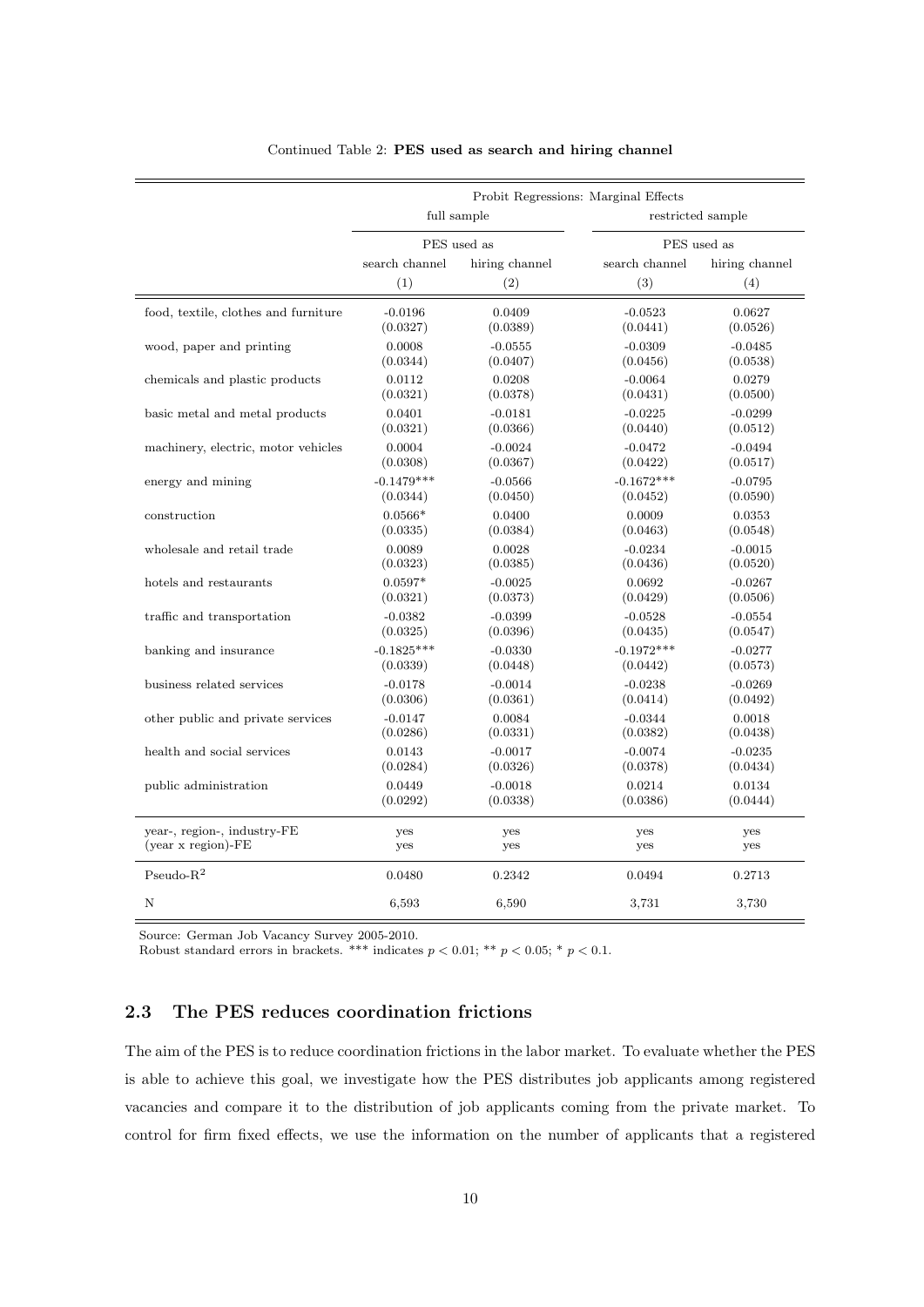Continued Table 2: **PES used as search and hiring channel**

| | Probit Regressions: Marginal Effects | | | |
|---|---|---|---|---|
| | full sample | | restricted sample | |
| | PES used as | | PES used as | |
| | search channel | hiring channel | search channel | hiring channel |
| | (1) | (2) | (3) | (4) |
| food, textile, clothes and furniture | -0.0196 | 0.0409 | -0.0523 | 0.0627 |
| | (0.0327) | (0.0389) | (0.0441) | (0.0526) |
| wood, paper and printing | 0.0008 | -0.0555 | -0.0309 | -0.0485 |
| | (0.0344) | (0.0407) | (0.0456) | (0.0538) |
| chemicals and plastic products | 0.0112 | 0.0208 | -0.0064 | 0.0279 |
| | (0.0321) | (0.0378) | (0.0431) | (0.0500) |
| basic metal and metal products | 0.0401 | -0.0181 | -0.0225 | -0.0299 |
| | (0.0321) | (0.0366) | (0.0440) | (0.0512) |
| machinery, electric, motor vehicles | 0.0004 | -0.0024 | -0.0472 | -0.0494 |
| | (0.0308) | (0.0367) | (0.0422) | (0.0517) |
| energy and mining | -0.1479*** | -0.0566 | -0.1672*** | -0.0795 |
| | (0.0344) | (0.0450) | (0.0452) | (0.0590) |
| construction | 0.0566* | 0.0400 | 0.0009 | 0.0353 |
| | (0.0335) | (0.0384) | (0.0463) | (0.0548) |
| wholesale and retail trade | 0.0089 | 0.0028 | -0.0234 | -0.0015 |
| | (0.0323) | (0.0385) | (0.0436) | (0.0520) |
| hotels and restaurants | 0.0597* | -0.0025 | 0.0692 | -0.0267 |
| | (0.0321) | (0.0373) | (0.0429) | (0.0506) |
| traffic and transportation | -0.0382 | -0.0399 | -0.0528 | -0.0554 |
| | (0.0325) | (0.0396) | (0.0435) | (0.0547) |
| banking and insurance | -0.1825*** | -0.0330 | -0.1972*** | -0.0277 |
| | (0.0339) | (0.0448) | (0.0442) | (0.0573) |
| business related services | -0.0178 | -0.0014 | -0.0238 | -0.0269 |
| | (0.0306) | (0.0361) | (0.0414) | (0.0492) |
| other public and private services | -0.0147 | 0.0084 | -0.0344 | 0.0018 |
| | (0.0286) | (0.0331) | (0.0382) | (0.0438) |
| health and social services | 0.0143 | -0.0017 | -0.0074 | -0.0235 |
| | (0.0284) | (0.0326) | (0.0378) | (0.0434) |
| public administration | 0.0449 | -0.0018 | 0.0214 | 0.0134 |
| | (0.0292) | (0.0338) | (0.0386) | (0.0444) |
| year-, region-, industry-FE | yes | yes | yes | yes |
| (year x region)-FE | yes | yes | yes | yes |
| Pseudo-$R^2$ | 0.0480 | 0.2342 | 0.0494 | 0.2713 |
| N | 6,593 | 6,590 | 3,731 | 3,730 |

Source: German Job Vacancy Survey 2005-2010.
Robust standard errors in brackets. *** indicates $p < 0.01$; ** $p < 0.05$; * $p < 0.1$.

## 2.3 The PES reduces coordination frictions

The aim of the PES is to reduce coordination frictions in the labor market. To evaluate whether the PES is able to achieve this goal, we investigate how the PES distributes job applicants among registered vacancies and compare it to the distribution of job applicants coming from the private market. To control for firm fixed effects, we use the information on the number of applicants that a registered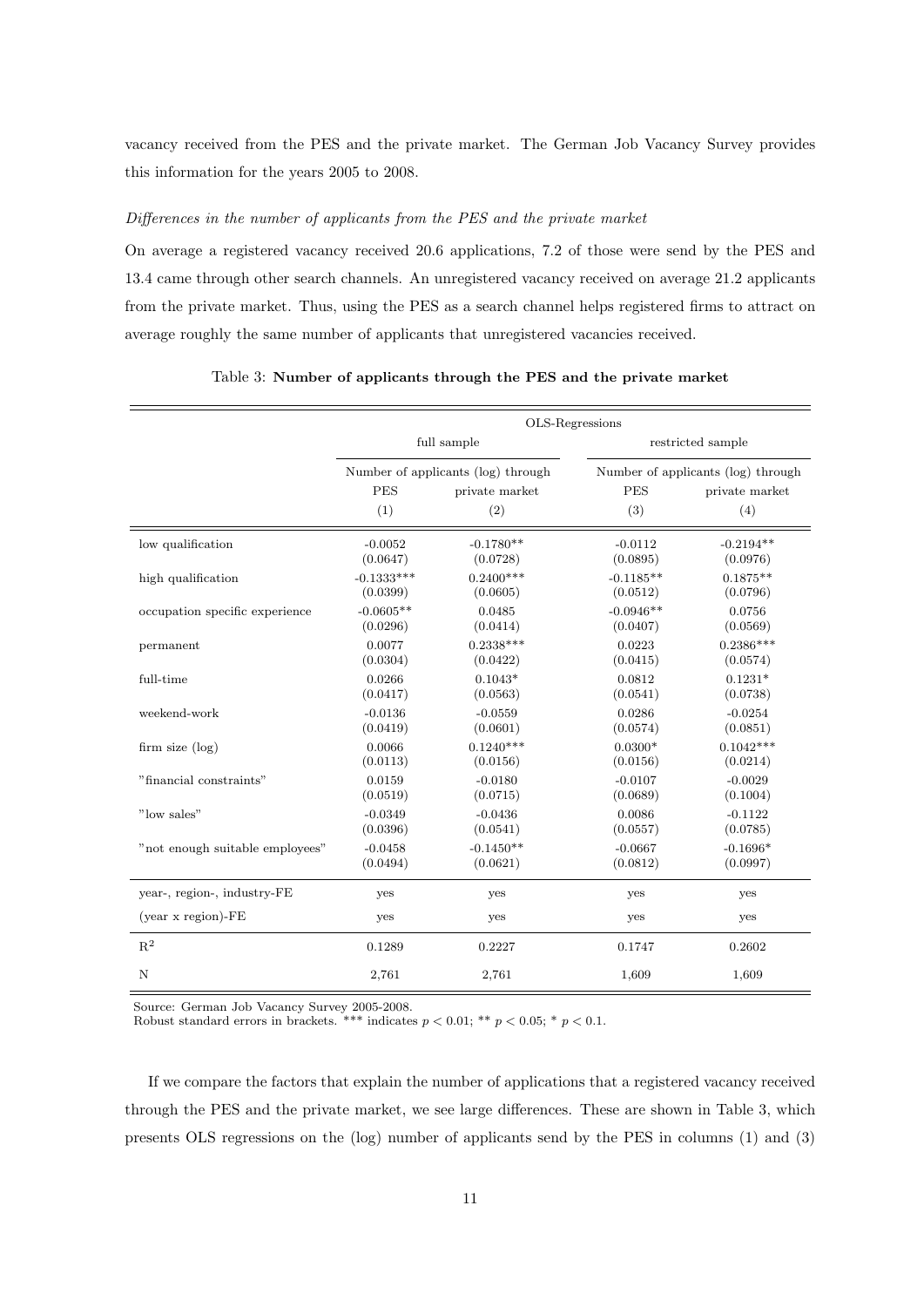vacancy received from the PES and the private market. The German Job Vacancy Survey provides this information for the years 2005 to 2008.

*Differences in the number of applicants from the PES and the private market*

On average a registered vacancy received 20.6 applications, 7.2 of those were send by the PES and 13.4 came through other search channels. An unregistered vacancy received on average 21.2 applicants from the private market. Thus, using the PES as a search channel helps registered firms to attract on average roughly the same number of applicants that unregistered vacancies received.

Table 3: **Number of applicants through the PES and the private market**

| | OLS-Regressions | | | |
|---|---|---|---|---|
| | full sample | | restricted sample | |
| | Number of applicants (log) through | | Number of applicants (log) through | |
| | PES | private market | PES | private market |
| | (1) | (2) | (3) | (4) |
| low qualification | -0.0052 | -0.1780** | -0.0112 | -0.2194** |
| | (0.0647) | (0.0728) | (0.0895) | (0.0976) |
| high qualification | -0.1333*** | 0.2400*** | -0.1185** | 0.1875** |
| | (0.0399) | (0.0605) | (0.0512) | (0.0796) |
| occupation specific experience | -0.0605** | 0.0485 | -0.0946** | 0.0756 |
| | (0.0296) | (0.0414) | (0.0407) | (0.0569) |
| permanent | 0.0077 | 0.2338*** | 0.0223 | 0.2386*** |
| | (0.0304) | (0.0422) | (0.0415) | (0.0574) |
| full-time | 0.0266 | 0.1043* | 0.0812 | 0.1231* |
| | (0.0417) | (0.0563) | (0.0541) | (0.0738) |
| weekend-work | -0.0136 | -0.0559 | 0.0286 | -0.0254 |
| | (0.0419) | (0.0601) | (0.0574) | (0.0851) |
| firm size (log) | 0.0066 | 0.1240*** | 0.0300* | 0.1042*** |
| | (0.0113) | (0.0156) | (0.0156) | (0.0214) |
| "financial constraints" | 0.0159 | -0.0180 | -0.0107 | -0.0029 |
| | (0.0519) | (0.0715) | (0.0689) | (0.1004) |
| "low sales" | -0.0349 | -0.0436 | 0.0086 | -0.1122 |
| | (0.0396) | (0.0541) | (0.0557) | (0.0785) |
| "not enough suitable employees" | -0.0458 | -0.1450** | -0.0667 | -0.1696* |
| | (0.0494) | (0.0621) | (0.0812) | (0.0997) |
| year-, region-, industry-FE | yes | yes | yes | yes |
| (year x region)-FE | yes | yes | yes | yes |
| $R^2$ | 0.1289 | 0.2227 | 0.1747 | 0.2602 |
| N | 2,761 | 2,761 | 1,609 | 1,609 |

Source: German Job Vacancy Survey 2005-2008.
Robust standard errors in brackets. *** indicates $p < 0.01$; ** $p < 0.05$; * $p < 0.1$.

If we compare the factors that explain the number of applications that a registered vacancy received through the PES and the private market, we see large differences. These are shown in Table 3, which presents OLS regressions on the (log) number of applicants send by the PES in columns (1) and (3)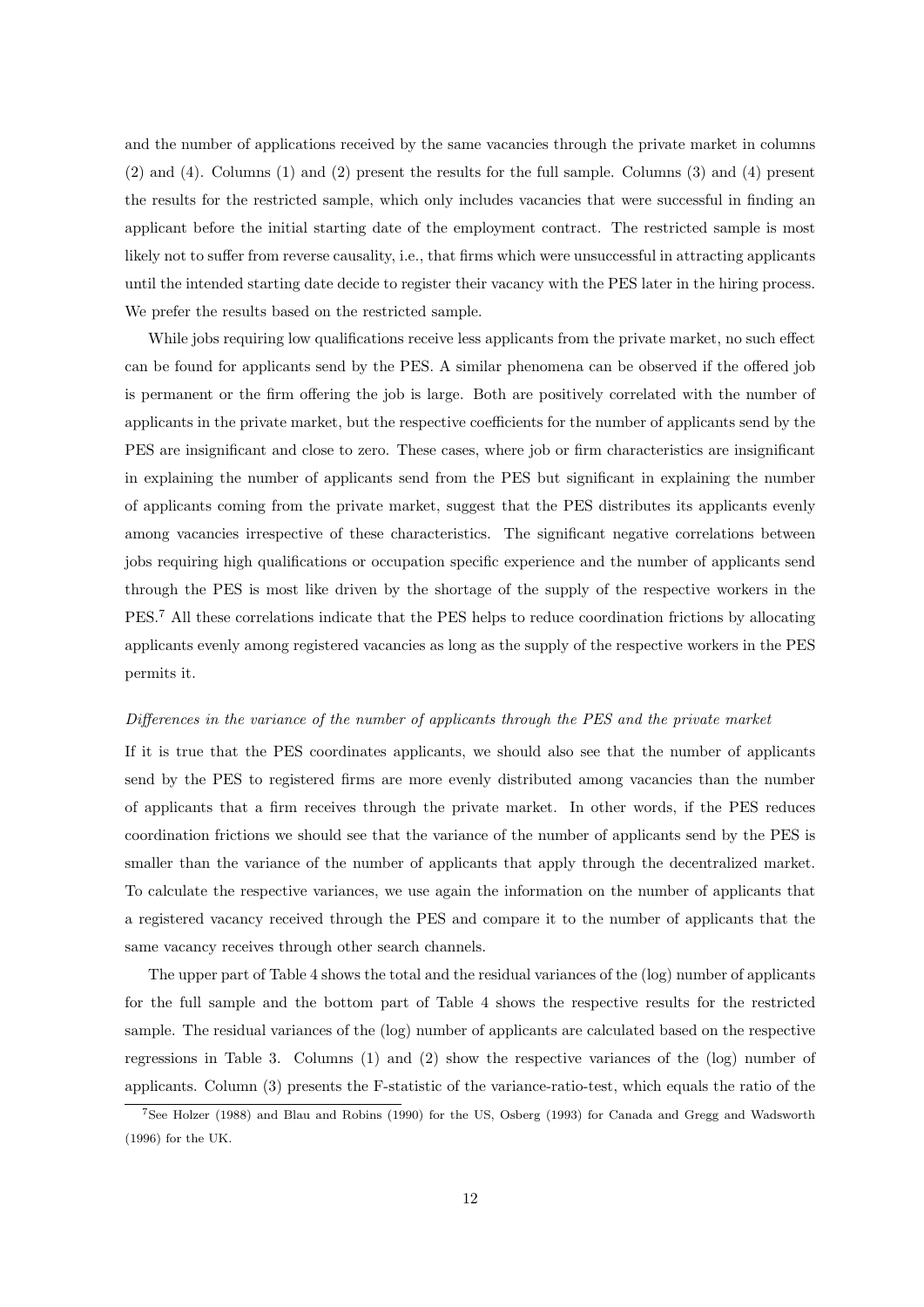and the number of applications received by the same vacancies through the private market in columns (2) and (4). Columns (1) and (2) present the results for the full sample. Columns (3) and (4) present the results for the restricted sample, which only includes vacancies that were successful in finding an applicant before the initial starting date of the employment contract. The restricted sample is most likely not to suffer from reverse causality, i.e., that firms which were unsuccessful in attracting applicants until the intended starting date decide to register their vacancy with the PES later in the hiring process. We prefer the results based on the restricted sample.

While jobs requiring low qualifications receive less applicants from the private market, no such effect can be found for applicants send by the PES. A similar phenomena can be observed if the offered job is permanent or the firm offering the job is large. Both are positively correlated with the number of applicants in the private market, but the respective coefficients for the number of applicants send by the PES are insignificant and close to zero. These cases, where job or firm characteristics are insignificant in explaining the number of applicants send from the PES but significant in explaining the number of applicants coming from the private market, suggest that the PES distributes its applicants evenly among vacancies irrespective of these characteristics. The significant negative correlations between jobs requiring high qualifications or occupation specific experience and the number of applicants send through the PES is most like driven by the shortage of the supply of the respective workers in the PES.[7] All these correlations indicate that the PES helps to reduce coordination frictions by allocating applicants evenly among registered vacancies as long as the supply of the respective workers in the PES permits it.

*Differences in the variance of the number of applicants through the PES and the private market*

If it is true that the PES coordinates applicants, we should also see that the number of applicants send by the PES to registered firms are more evenly distributed among vacancies than the number of applicants that a firm receives through the private market. In other words, if the PES reduces coordination frictions we should see that the variance of the number of applicants send by the PES is smaller than the variance of the number of applicants that apply through the decentralized market. To calculate the respective variances, we use again the information on the number of applicants that a registered vacancy received through the PES and compare it to the number of applicants that the same vacancy receives through other search channels.

The upper part of Table 4 shows the total and the residual variances of the (log) number of applicants for the full sample and the bottom part of Table 4 shows the respective results for the restricted sample. The residual variances of the (log) number of applicants are calculated based on the respective regressions in Table 3. Columns (1) and (2) show the respective variances of the (log) number of applicants. Column (3) presents the F-statistic of the variance-ratio-test, which equals the ratio of the

[7] See Holzer (1988) and Blau and Robins (1990) for the US, Osberg (1993) for Canada and Gregg and Wadsworth (1996) for the UK.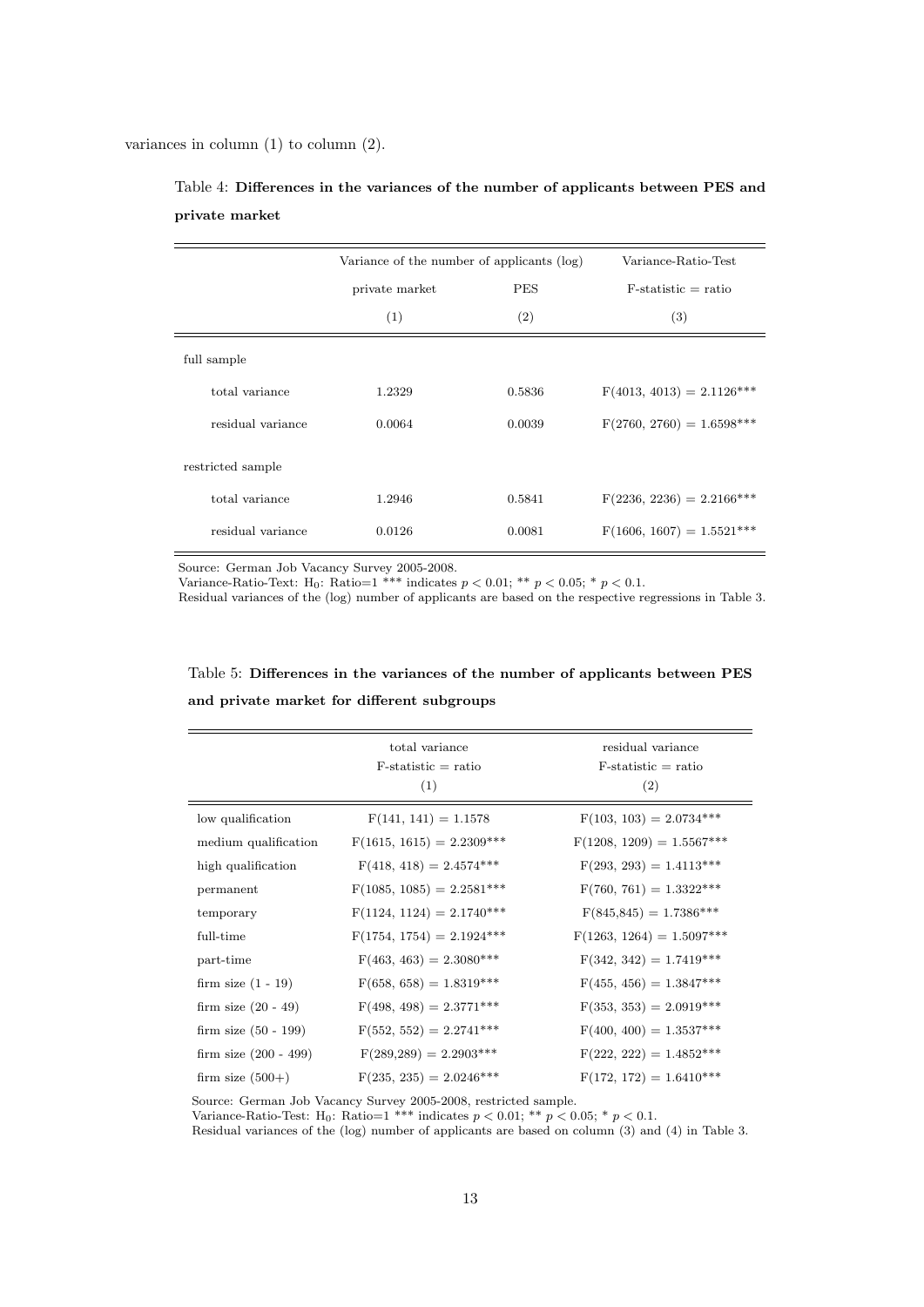variances in column (1) to column (2).

Table 4: **Differences in the variances of the number of applicants between PES and private market**

| | Variance of the number of applicants (log) | | Variance-Ratio-Test |
|---|---|---|---|
| | private market | PES | F-statistic = ratio |
| | (1) | (2) | (3) |
| full sample | | | |
| total variance | 1.2329 | 0.5836 | F(4013, 4013) = 2.1126*** |
| residual variance | 0.0064 | 0.0039 | F(2760, 2760) = 1.6598*** |
| restricted sample | | | |
| total variance | 1.2946 | 0.5841 | F(2236, 2236) = 2.2166*** |
| residual variance | 0.0126 | 0.0081 | F(1606, 1607) = 1.5521*** |

Source: German Job Vacancy Survey 2005-2008.
Variance-Ratio-Text: $H_0$: Ratio=1 *** indicates $p < 0.01$; ** $p < 0.05$; * $p < 0.1$.
Residual variances of the (log) number of applicants are based on the respective regressions in Table 3.

Table 5: **Differences in the variances of the number of applicants between PES and private market for different subgroups**

| | total variance F-statistic = ratio (1) | residual variance F-statistic = ratio (2) |
|---|---|---|
| low qualification | F(141, 141) = 1.1578 | F(103, 103) = 2.0734*** |
| medium qualification | F(1615, 1615) = 2.2309*** | F(1208, 1209) = 1.5567*** |
| high qualification | F(418, 418) = 2.4574*** | F(293, 293) = 1.4113*** |
| permanent | F(1085, 1085) = 2.2581*** | F(760, 761) = 1.3322*** |
| temporary | F(1124, 1124) = 2.1740*** | F(845,845) = 1.7386*** |
| full-time | F(1754, 1754) = 2.1924*** | F(1263, 1264) = 1.5097*** |
| part-time | F(463, 463) = 2.3080*** | F(342, 342) = 1.7419*** |
| firm size (1 - 19) | F(658, 658) = 1.8319*** | F(455, 456) = 1.3847*** |
| firm size (20 - 49) | F(498, 498) = 2.3771*** | F(353, 353) = 2.0919*** |
| firm size (50 - 199) | F(552, 552) = 2.2741*** | F(400, 400) = 1.3537*** |
| firm size (200 - 499) | F(289,289) = 2.2903*** | F(222, 222) = 1.4852*** |
| firm size (500+) | F(235, 235) = 2.0246*** | F(172, 172) = 1.6410*** |

Source: German Job Vacancy Survey 2005-2008, restricted sample.
Variance-Ratio-Test: $H_0$: Ratio=1 *** indicates $p < 0.01$; ** $p < 0.05$; * $p < 0.1$.
Residual variances of the (log) number of applicants are based on column (3) and (4) in Table 3.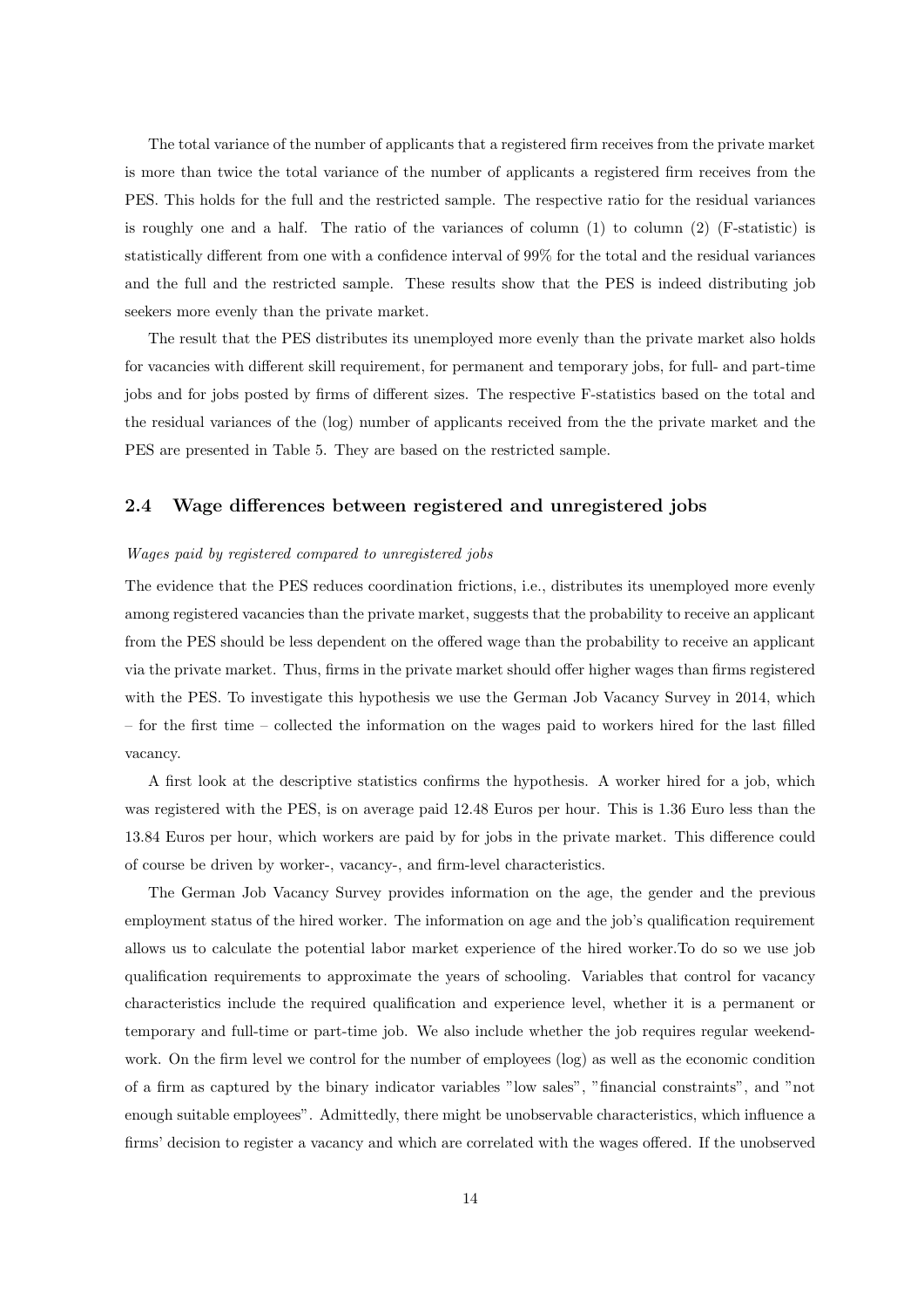The total variance of the number of applicants that a registered firm receives from the private market is more than twice the total variance of the number of applicants a registered firm receives from the PES. This holds for the full and the restricted sample. The respective ratio for the residual variances is roughly one and a half. The ratio of the variances of column (1) to column (2) (F-statistic) is statistically different from one with a confidence interval of 99% for the total and the residual variances and the full and the restricted sample. These results show that the PES is indeed distributing job seekers more evenly than the private market.

The result that the PES distributes its unemployed more evenly than the private market also holds for vacancies with different skill requirement, for permanent and temporary jobs, for full- and part-time jobs and for jobs posted by firms of different sizes. The respective F-statistics based on the total and the residual variances of the (log) number of applicants received from the the private market and the PES are presented in Table 5. They are based on the restricted sample.

### 2.4 Wage differences between registered and unregistered jobs

*Wages paid by registered compared to unregistered jobs*

The evidence that the PES reduces coordination frictions, i.e., distributes its unemployed more evenly among registered vacancies than the private market, suggests that the probability to receive an applicant from the PES should be less dependent on the offered wage than the probability to receive an applicant via the private market. Thus, firms in the private market should offer higher wages than firms registered with the PES. To investigate this hypothesis we use the German Job Vacancy Survey in 2014, which – for the first time – collected the information on the wages paid to workers hired for the last filled vacancy.

A first look at the descriptive statistics confirms the hypothesis. A worker hired for a job, which was registered with the PES, is on average paid 12.48 Euros per hour. This is 1.36 Euro less than the 13.84 Euros per hour, which workers are paid by for jobs in the private market. This difference could of course be driven by worker-, vacancy-, and firm-level characteristics.

The German Job Vacancy Survey provides information on the age, the gender and the previous employment status of the hired worker. The information on age and the job's qualification requirement allows us to calculate the potential labor market experience of the hired worker.To do so we use job qualification requirements to approximate the years of schooling. Variables that control for vacancy characteristics include the required qualification and experience level, whether it is a permanent or temporary and full-time or part-time job. We also include whether the job requires regular weekend-work. On the firm level we control for the number of employees (log) as well as the economic condition of a firm as captured by the binary indicator variables "low sales", "financial constraints", and "not enough suitable employees". Admittedly, there might be unobservable characteristics, which influence a firms' decision to register a vacancy and which are correlated with the wages offered. If the unobserved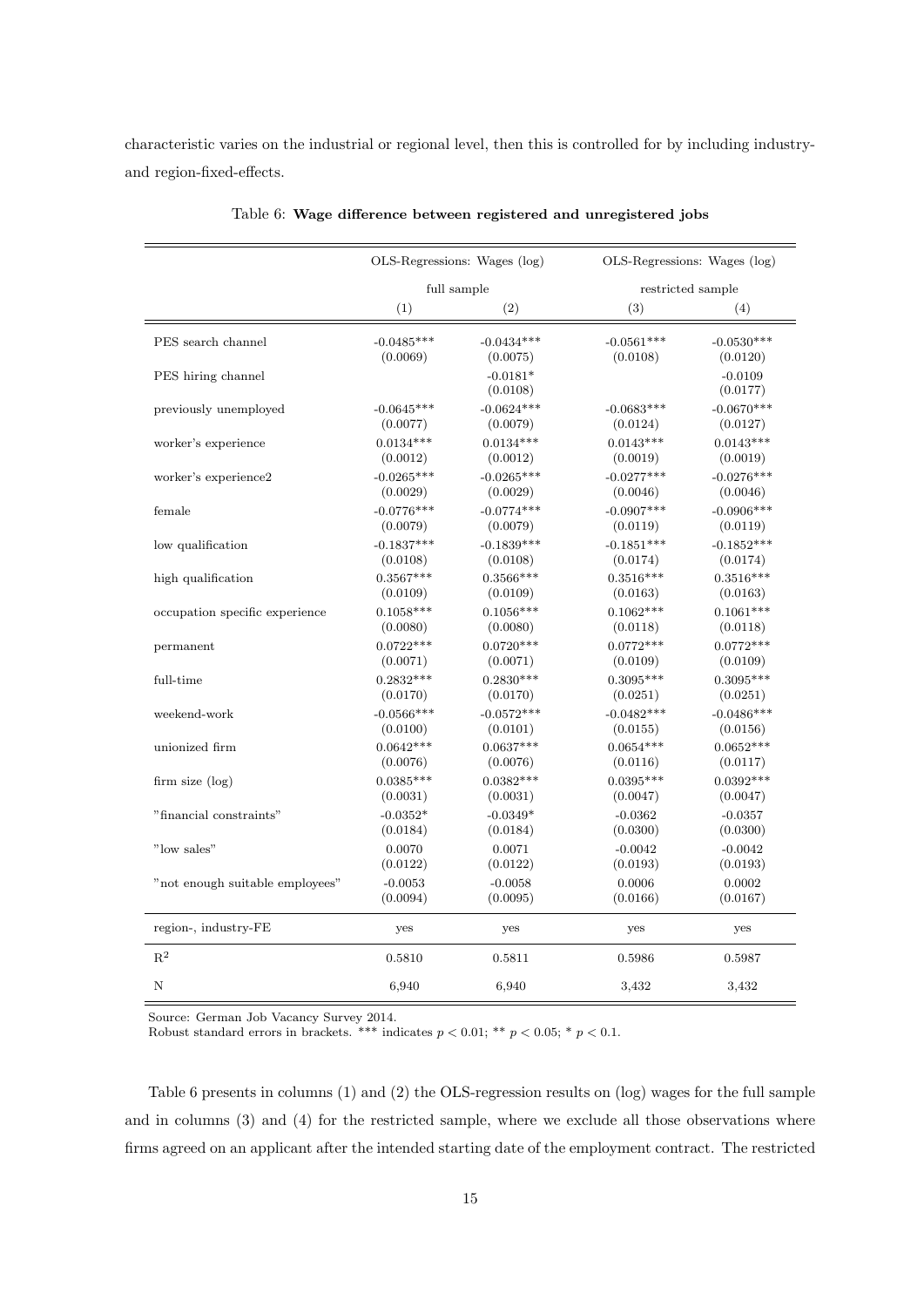characteristic varies on the industrial or regional level, then this is controlled for by including industry- and region-fixed-effects.

Table 6: **Wage difference between registered and unregistered jobs**

| | OLS-Regressions: Wages (log) | | OLS-Regressions: Wages (log) | |
|---|---|---|---|---|
| | full sample | | restricted sample | |
| | (1) | (2) | (3) | (4) |
| PES search channel | -0.0485*** | -0.0434*** | -0.0561*** | -0.0530*** |
| | (0.0069) | (0.0075) | (0.0108) | (0.0120) |
| PES hiring channel | | -0.0181* | | -0.0109 |
| | | (0.0108) | | (0.0177) |
| previously unemployed | -0.0645*** | -0.0624*** | -0.0683*** | -0.0670*** |
| | (0.0077) | (0.0079) | (0.0124) | (0.0127) |
| worker's experience | 0.0134*** | 0.0134*** | 0.0143*** | 0.0143*** |
| | (0.0012) | (0.0012) | (0.0019) | (0.0019) |
| worker's experience2 | -0.0265*** | -0.0265*** | -0.0277*** | -0.0276*** |
| | (0.0029) | (0.0029) | (0.0046) | (0.0046) |
| female | -0.0776*** | -0.0774*** | -0.0907*** | -0.0906*** |
| | (0.0079) | (0.0079) | (0.0119) | (0.0119) |
| low qualification | -0.1837*** | -0.1839*** | -0.1851*** | -0.1852*** |
| | (0.0108) | (0.0108) | (0.0174) | (0.0174) |
| high qualification | 0.3567*** | 0.3566*** | 0.3516*** | 0.3516*** |
| | (0.0109) | (0.0109) | (0.0163) | (0.0163) |
| occupation specific experience | 0.1058*** | 0.1056*** | 0.1062*** | 0.1061*** |
| | (0.0080) | (0.0080) | (0.0118) | (0.0118) |
| permanent | 0.0722*** | 0.0720*** | 0.0772*** | 0.0772*** |
| | (0.0071) | (0.0071) | (0.0109) | (0.0109) |
| full-time | 0.2832*** | 0.2830*** | 0.3095*** | 0.3095*** |
| | (0.0170) | (0.0170) | (0.0251) | (0.0251) |
| weekend-work | -0.0566*** | -0.0572*** | -0.0482*** | -0.0486*** |
| | (0.0100) | (0.0101) | (0.0155) | (0.0156) |
| unionized firm | 0.0642*** | 0.0637*** | 0.0654*** | 0.0652*** |
| | (0.0076) | (0.0076) | (0.0116) | (0.0117) |
| firm size (log) | 0.0385*** | 0.0382*** | 0.0395*** | 0.0392*** |
| | (0.0031) | (0.0031) | (0.0047) | (0.0047) |
| "financial constraints" | -0.0352* | -0.0349* | -0.0362 | -0.0357 |
| | (0.0184) | (0.0184) | (0.0300) | (0.0300) |
| "low sales" | 0.0070 | 0.0071 | -0.0042 | -0.0042 |
| | (0.0122) | (0.0122) | (0.0193) | (0.0193) |
| "not enough suitable employees" | -0.0053 | -0.0058 | 0.0006 | 0.0002 |
| | (0.0094) | (0.0095) | (0.0166) | (0.0167) |
| region-, industry-FE | yes | yes | yes | yes |
| $R^2$ | 0.5810 | 0.5811 | 0.5986 | 0.5987 |
| N | 6,940 | 6,940 | 3,432 | 3,432 |

Source: German Job Vacancy Survey 2014.
Robust standard errors in brackets. *** indicates $p < 0.01$; ** $p < 0.05$; * $p < 0.1$.

Table 6 presents in columns (1) and (2) the OLS-regression results on (log) wages for the full sample and in columns (3) and (4) for the restricted sample, where we exclude all those observations where firms agreed on an applicant after the intended starting date of the employment contract. The restricted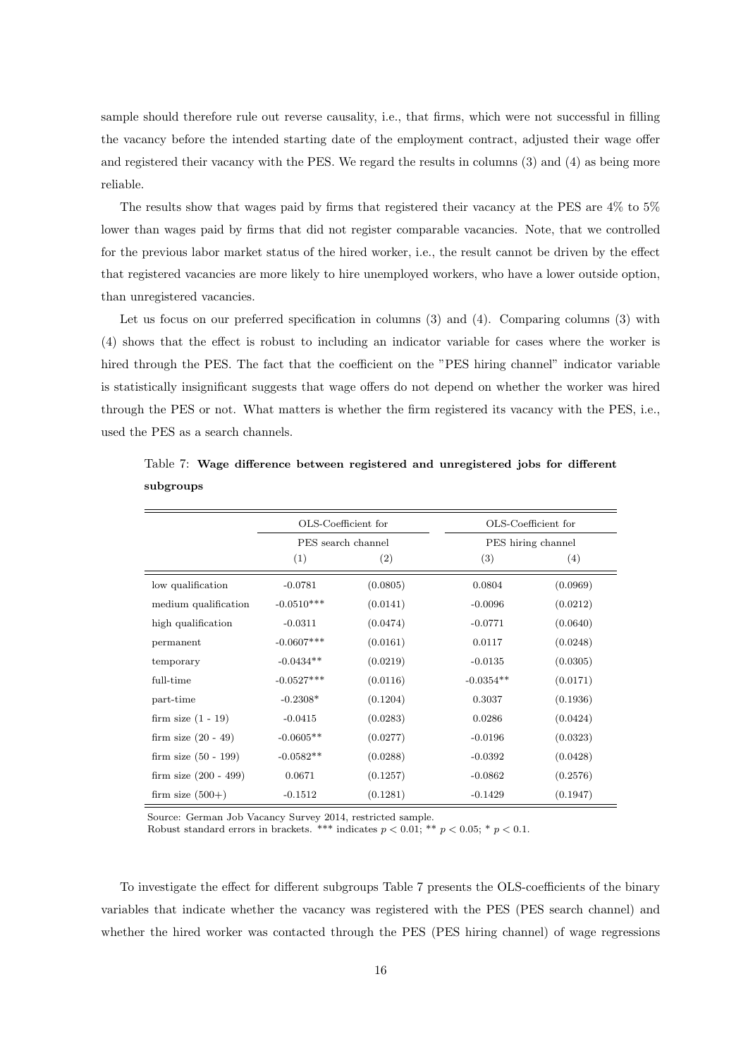sample should therefore rule out reverse causality, i.e., that firms, which were not successful in filling the vacancy before the intended starting date of the employment contract, adjusted their wage offer and registered their vacancy with the PES. We regard the results in columns (3) and (4) as being more reliable.

The results show that wages paid by firms that registered their vacancy at the PES are 4% to 5% lower than wages paid by firms that did not register comparable vacancies. Note, that we controlled for the previous labor market status of the hired worker, i.e., the result cannot be driven by the effect that registered vacancies are more likely to hire unemployed workers, who have a lower outside option, than unregistered vacancies.

Let us focus on our preferred specification in columns (3) and (4). Comparing columns (3) with (4) shows that the effect is robust to including an indicator variable for cases where the worker is hired through the PES. The fact that the coefficient on the "PES hiring channel" indicator variable is statistically insignificant suggests that wage offers do not depend on whether the worker was hired through the PES or not. What matters is whether the firm registered its vacancy with the PES, i.e., used the PES as a search channels.

Table 7: **Wage difference between registered and unregistered jobs for different subgroups**

| | OLS-Coefficient for PES search channel | | OLS-Coefficient for PES hiring channel | |
|---|---|---|---|---|
| | (1) | (2) | (3) | (4) |
| low qualification | -0.0781 | (0.0805) | 0.0804 | (0.0969) |
| medium qualification | -0.0510*** | (0.0141) | -0.0096 | (0.0212) |
| high qualification | -0.0311 | (0.0474) | -0.0771 | (0.0640) |
| permanent | -0.0607*** | (0.0161) | 0.0117 | (0.0248) |
| temporary | -0.0434** | (0.0219) | -0.0135 | (0.0305) |
| full-time | -0.0527*** | (0.0116) | -0.0354** | (0.0171) |
| part-time | -0.2308* | (0.1204) | 0.3037 | (0.1936) |
| firm size (1 - 19) | -0.0415 | (0.0283) | 0.0286 | (0.0424) |
| firm size (20 - 49) | -0.0605** | (0.0277) | -0.0196 | (0.0323) |
| firm size (50 - 199) | -0.0582** | (0.0288) | -0.0392 | (0.0428) |
| firm size (200 - 499) | 0.0671 | (0.1257) | -0.0862 | (0.2576) |
| firm size (500+) | -0.1512 | (0.1281) | -0.1429 | (0.1947) |

Source: German Job Vacancy Survey 2014, restricted sample.
Robust standard errors in brackets. *** indicates $p < 0.01$; ** $p < 0.05$; * $p < 0.1$.

To investigate the effect for different subgroups Table 7 presents the OLS-coefficients of the binary variables that indicate whether the vacancy was registered with the PES (PES search channel) and whether the hired worker was contacted through the PES (PES hiring channel) of wage regressions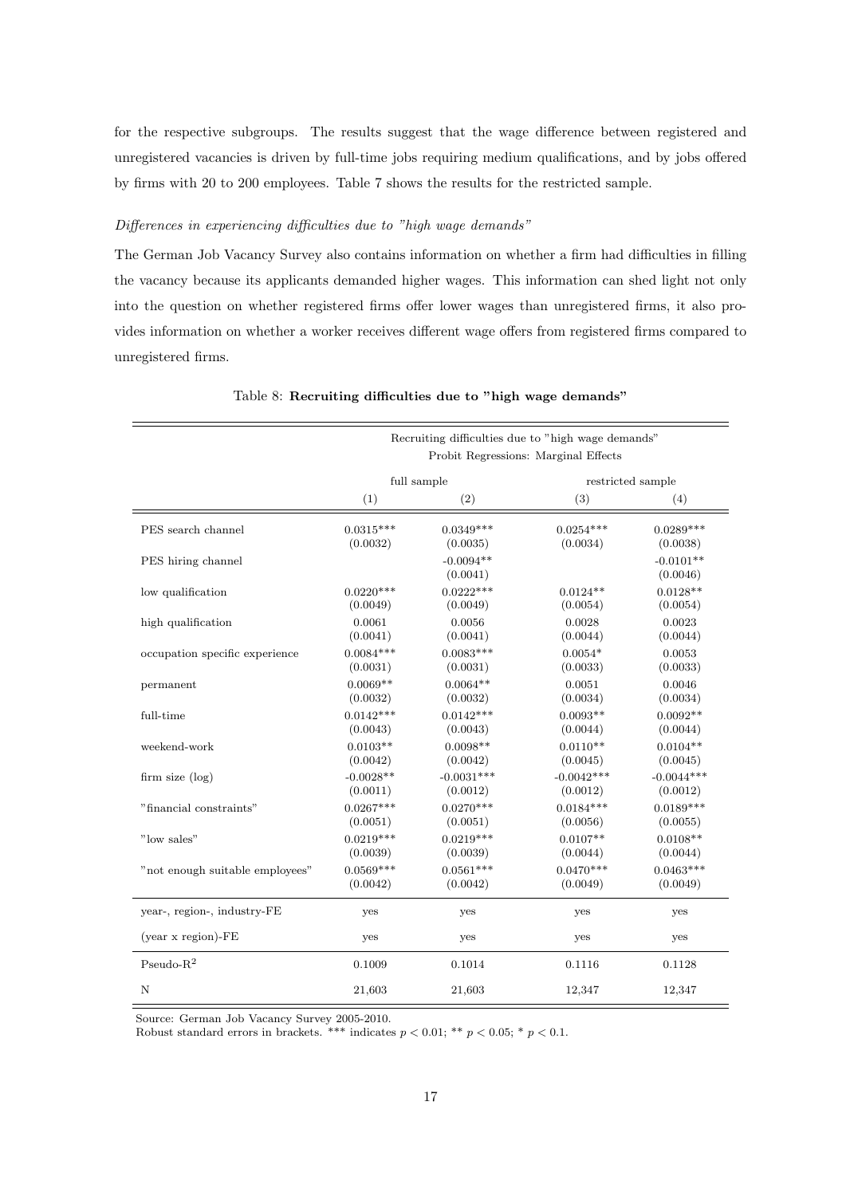for the respective subgroups. The results suggest that the wage difference between registered and unregistered vacancies is driven by full-time jobs requiring medium qualifications, and by jobs offered by firms with 20 to 200 employees. Table 7 shows the results for the restricted sample.

*Differences in experiencing difficulties due to "high wage demands"*

The German Job Vacancy Survey also contains information on whether a firm had difficulties in filling the vacancy because its applicants demanded higher wages. This information can shed light not only into the question on whether registered firms offer lower wages than unregistered firms, it also provides information on whether a worker receives different wage offers from registered firms compared to unregistered firms.

Table 8: **Recruiting difficulties due to "high wage demands"**

| | Recruiting difficulties due to "high wage demands" Probit Regressions: Marginal Effects | | | |
|---|---|---|---|---|
| | full sample | | restricted sample | |
| | (1) | (2) | (3) | (4) |
| PES search channel | 0.0315*** | 0.0349*** | 0.0254*** | 0.0289*** |
| | (0.0032) | (0.0035) | (0.0034) | (0.0038) |
| PES hiring channel | | -0.0094** | | -0.0101** |
| | | (0.0041) | | (0.0046) |
| low qualification | 0.0220*** | 0.0222*** | 0.0124** | 0.0128** |
| | (0.0049) | (0.0049) | (0.0054) | (0.0054) |
| high qualification | 0.0061 | 0.0056 | 0.0028 | 0.0023 |
| | (0.0041) | (0.0041) | (0.0044) | (0.0044) |
| occupation specific experience | 0.0084*** | 0.0083*** | 0.0054* | 0.0053 |
| | (0.0031) | (0.0031) | (0.0033) | (0.0033) |
| permanent | 0.0069** | 0.0064** | 0.0051 | 0.0046 |
| | (0.0032) | (0.0032) | (0.0034) | (0.0034) |
| full-time | 0.0142*** | 0.0142*** | 0.0093** | 0.0092** |
| | (0.0043) | (0.0043) | (0.0044) | (0.0044) |
| weekend-work | 0.0103** | 0.0098** | 0.0110** | 0.0104** |
| | (0.0042) | (0.0042) | (0.0045) | (0.0045) |
| firm size (log) | -0.0028** | -0.0031*** | -0.0042*** | -0.0044*** |
| | (0.0011) | (0.0012) | (0.0012) | (0.0012) |
| "financial constraints" | 0.0267*** | 0.0270*** | 0.0184*** | 0.0189*** |
| | (0.0051) | (0.0051) | (0.0056) | (0.0055) |
| "low sales" | 0.0219*** | 0.0219*** | 0.0107** | 0.0108** |
| | (0.0039) | (0.0039) | (0.0044) | (0.0044) |
| "not enough suitable employees" | 0.0569*** | 0.0561*** | 0.0470*** | 0.0463*** |
| | (0.0042) | (0.0042) | (0.0049) | (0.0049) |
| year-, region-, industry-FE | yes | yes | yes | yes |
| (year x region)-FE | yes | yes | yes | yes |
| Pseudo-$R^2$ | 0.1009 | 0.1014 | 0.1116 | 0.1128 |
| N | 21,603 | 21,603 | 12,347 | 12,347 |

Source: German Job Vacancy Survey 2005-2010.
Robust standard errors in brackets. *** indicates $p < 0.01$; ** $p < 0.05$; * $p < 0.1$.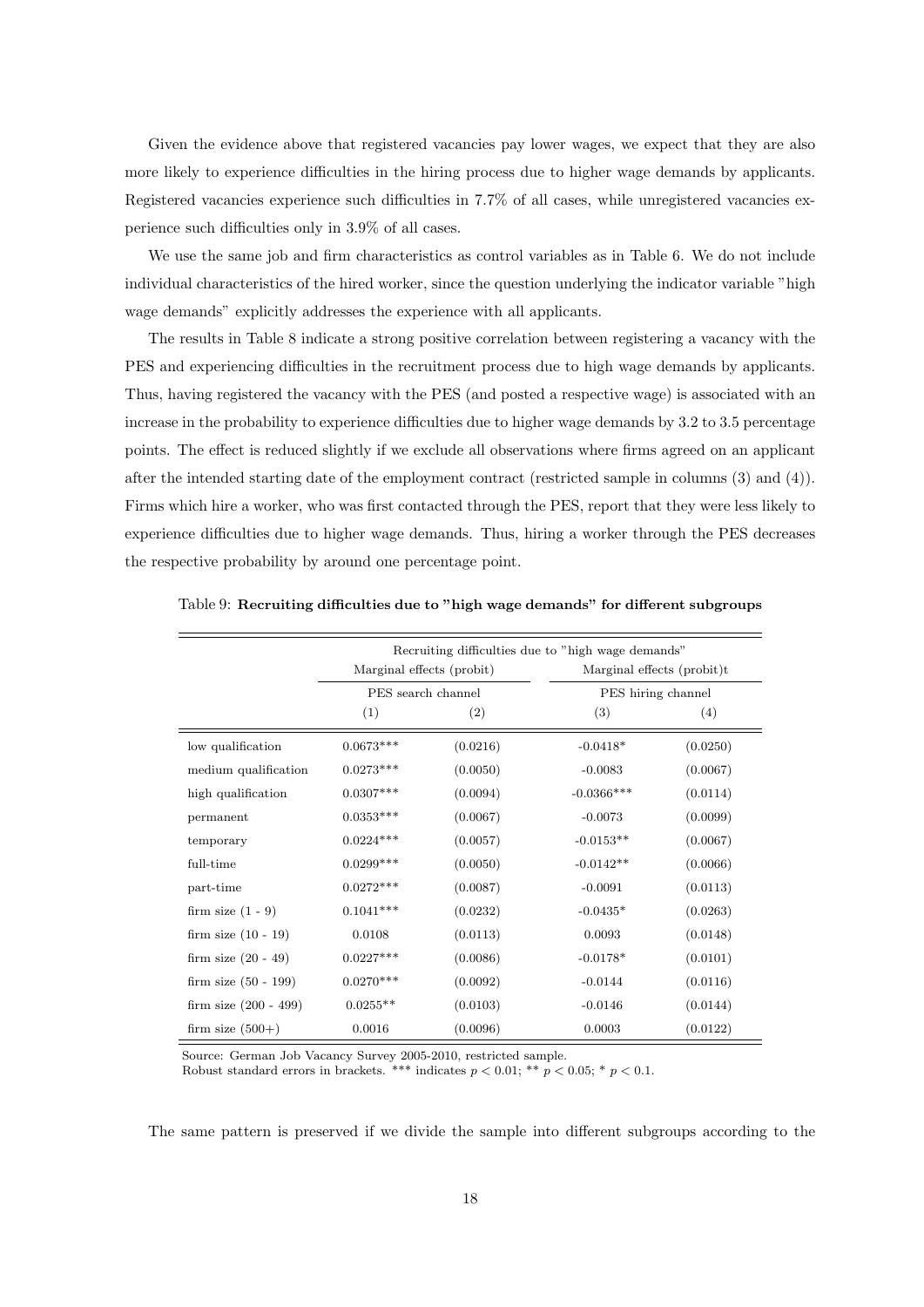Given the evidence above that registered vacancies pay lower wages, we expect that they are also more likely to experience difficulties in the hiring process due to higher wage demands by applicants. Registered vacancies experience such difficulties in 7.7% of all cases, while unregistered vacancies experience such difficulties only in 3.9% of all cases.

We use the same job and firm characteristics as control variables as in Table 6. We do not include individual characteristics of the hired worker, since the question underlying the indicator variable "high wage demands" explicitly addresses the experience with all applicants.

The results in Table 8 indicate a strong positive correlation between registering a vacancy with the PES and experiencing difficulties in the recruitment process due to high wage demands by applicants. Thus, having registered the vacancy with the PES (and posted a respective wage) is associated with an increase in the probability to experience difficulties due to higher wage demands by 3.2 to 3.5 percentage points. The effect is reduced slightly if we exclude all observations where firms agreed on an applicant after the intended starting date of the employment contract (restricted sample in columns (3) and (4)). Firms which hire a worker, who was first contacted through the PES, report that they were less likely to experience difficulties due to higher wage demands. Thus, hiring a worker through the PES decreases the respective probability by around one percentage point.

Table 9: **Recruiting difficulties due to "high wage demands" for different subgroups**

| | Recruiting difficulties due to "high wage demands" | | | |
|---|---|---|---|---|
| | Marginal effects (probit) | | Marginal effects (probit)t | |
| | PES search channel | | PES hiring channel | |
| | (1) | (2) | (3) | (4) |
| low qualification | 0.0673*** | (0.0216) | -0.0418* | (0.0250) |
| medium qualification | 0.0273*** | (0.0050) | -0.0083 | (0.0067) |
| high qualification | 0.0307*** | (0.0094) | -0.0366*** | (0.0114) |
| permanent | 0.0353*** | (0.0067) | -0.0073 | (0.0099) |
| temporary | 0.0224*** | (0.0057) | -0.0153** | (0.0067) |
| full-time | 0.0299*** | (0.0050) | -0.0142** | (0.0066) |
| part-time | 0.0272*** | (0.0087) | -0.0091 | (0.0113) |
| firm size (1 - 9) | 0.1041*** | (0.0232) | -0.0435* | (0.0263) |
| firm size (10 - 19) | 0.0108 | (0.0113) | 0.0093 | (0.0148) |
| firm size (20 - 49) | 0.0227*** | (0.0086) | -0.0178* | (0.0101) |
| firm size (50 - 199) | 0.0270*** | (0.0092) | -0.0144 | (0.0116) |
| firm size (200 - 499) | 0.0255** | (0.0103) | -0.0146 | (0.0144) |
| firm size (500+) | 0.0016 | (0.0096) | 0.0003 | (0.0122) |

Source: German Job Vacancy Survey 2005-2010, restricted sample.
Robust standard errors in brackets. *** indicates $p < 0.01$; ** $p < 0.05$; * $p < 0.1$.

The same pattern is preserved if we divide the sample into different subgroups according to the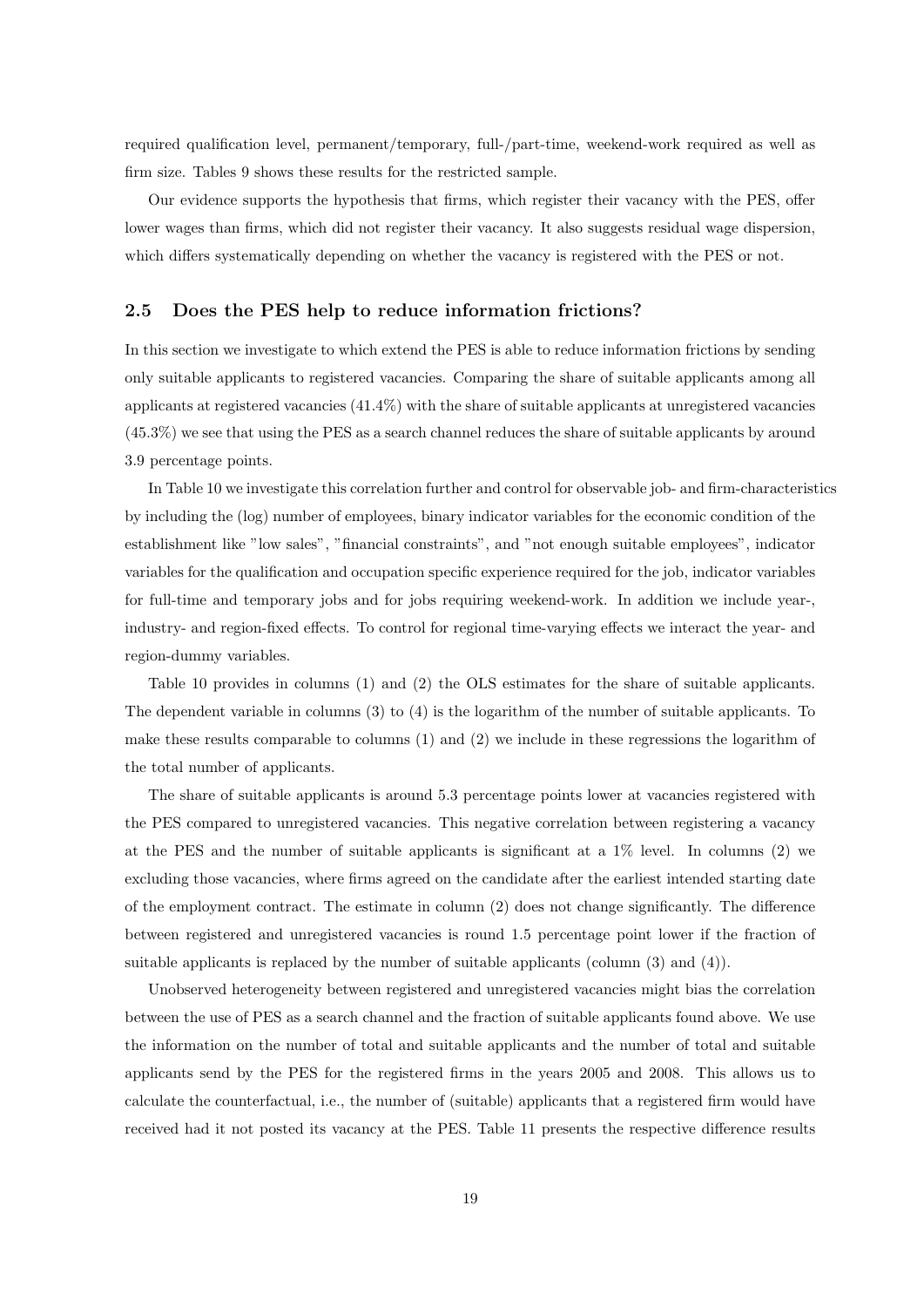required qualification level, permanent/temporary, full-/part-time, weekend-work required as well as firm size. Tables 9 shows these results for the restricted sample.

Our evidence supports the hypothesis that firms, which register their vacancy with the PES, offer lower wages than firms, which did not register their vacancy. It also suggests residual wage dispersion, which differs systematically depending on whether the vacancy is registered with the PES or not.

### 2.5 Does the PES help to reduce information frictions?

In this section we investigate to which extend the PES is able to reduce information frictions by sending only suitable applicants to registered vacancies. Comparing the share of suitable applicants among all applicants at registered vacancies (41.4%) with the share of suitable applicants at unregistered vacancies (45.3%) we see that using the PES as a search channel reduces the share of suitable applicants by around 3.9 percentage points.

In Table 10 we investigate this correlation further and control for observable job- and firm-characteristics by including the (log) number of employees, binary indicator variables for the economic condition of the establishment like "low sales", "financial constraints", and "not enough suitable employees", indicator variables for the qualification and occupation specific experience required for the job, indicator variables for full-time and temporary jobs and for jobs requiring weekend-work. In addition we include year-, industry- and region-fixed effects. To control for regional time-varying effects we interact the year- and region-dummy variables.

Table 10 provides in columns (1) and (2) the OLS estimates for the share of suitable applicants. The dependent variable in columns (3) to (4) is the logarithm of the number of suitable applicants. To make these results comparable to columns (1) and (2) we include in these regressions the logarithm of the total number of applicants.

The share of suitable applicants is around 5.3 percentage points lower at vacancies registered with the PES compared to unregistered vacancies. This negative correlation between registering a vacancy at the PES and the number of suitable applicants is significant at a 1% level. In columns (2) we excluding those vacancies, where firms agreed on the candidate after the earliest intended starting date of the employment contract. The estimate in column (2) does not change significantly. The difference between registered and unregistered vacancies is round 1.5 percentage point lower if the fraction of suitable applicants is replaced by the number of suitable applicants (column (3) and (4)).

Unobserved heterogeneity between registered and unregistered vacancies might bias the correlation between the use of PES as a search channel and the fraction of suitable applicants found above. We use the information on the number of total and suitable applicants and the number of total and suitable applicants send by the PES for the registered firms in the years 2005 and 2008. This allows us to calculate the counterfactual, i.e., the number of (suitable) applicants that a registered firm would have received had it not posted its vacancy at the PES. Table 11 presents the respective difference results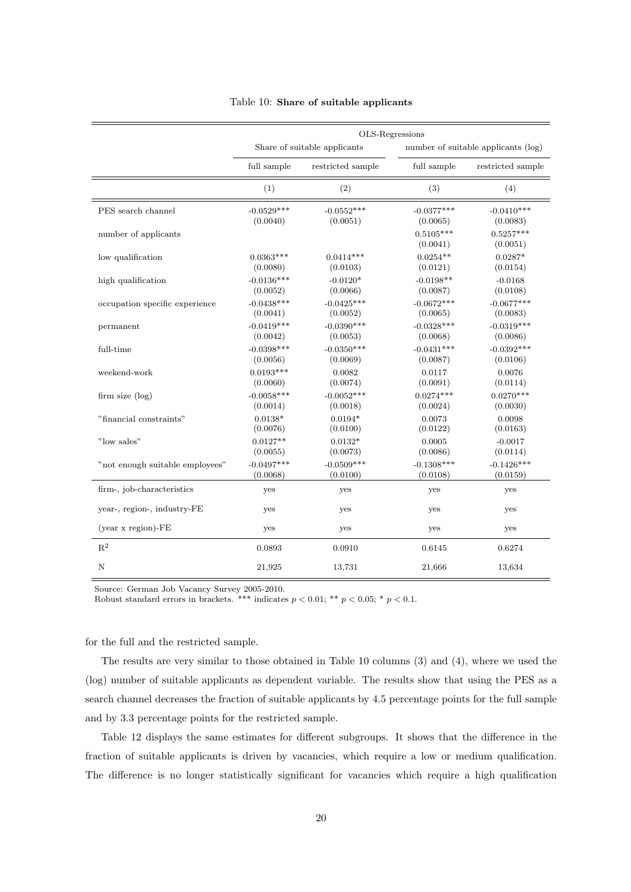Table 10: **Share of suitable applicants**

| | OLS-Regressions | | | |
|---|---|---|---|---|
| | Share of suitable applicants | | number of suitable applicants (log) | |
| | full sample | restricted sample | full sample | restricted sample |
| | (1) | (2) | (3) | (4) |
| PES search channel | -0.0529*** (0.0040) | -0.0552*** (0.0051) | -0.0377*** (0.0065) | -0.0410*** (0.0083) |
| number of applicants | | | 0.5105*** (0.0041) | 0.5257*** (0.0051) |
| low qualification | 0.0363*** (0.0080) | 0.0414*** (0.0103) | 0.0254** (0.0121) | 0.0287* (0.0154) |
| high qualification | -0.0136*** (0.0052) | -0.0120* (0.0066) | -0.0198** (0.0087) | -0.0168 (0.0108) |
| occupation specific experience | -0.0438*** (0.0041) | -0.0425*** (0.0052) | -0.0672*** (0.0065) | -0.0677*** (0.0083) |
| permanent | -0.0419*** (0.0042) | -0.0390*** (0.0053) | -0.0328*** (0.0068) | -0.0319*** (0.0086) |
| full-time | -0.0398*** (0.0056) | -0.0350*** (0.0069) | -0.0431*** (0.0087) | -0.0392*** (0.0106) |
| weekend-work | 0.0193*** (0.0060) | 0.0082 (0.0074) | 0.0117 (0.0091) | 0.0076 (0.0114) |
| firm size (log) | -0.0058*** (0.0014) | -0.0052*** (0.0018) | 0.0274*** (0.0024) | 0.0270*** (0.0030) |
| "financial constraints" | 0.0138* (0.0076) | 0.0194* (0.0100) | 0.0073 (0.0122) | 0.0098 (0.0163) |
| "low sales" | 0.0127** (0.0055) | 0.0132* (0.0073) | 0.0005 (0.0086) | -0.0017 (0.0114) |
| "not enough suitable employees" | -0.0497*** (0.0068) | -0.0509*** (0.0100) | -0.1308*** (0.0108) | -0.1426*** (0.0159) |
| firm-, job-characteristics | yes | yes | yes | yes |
| year-, region-, industry-FE | yes | yes | yes | yes |
| (year x region)-FE | yes | yes | yes | yes |
| $R^2$ | 0.0893 | 0.0910 | 0.6145 | 0.6274 |
| N | 21,925 | 13,731 | 21,666 | 13,634 |

Source: German Job Vacancy Survey 2005-2010.
Robust standard errors in brackets. *** indicates $p < 0.01$; ** $p < 0.05$; * $p < 0.1$.

for the full and the restricted sample.

The results are very similar to those obtained in Table 10 columns (3) and (4), where we used the (log) number of suitable applicants as dependent variable. The results show that using the PES as a search channel decreases the fraction of suitable applicants by 4.5 percentage points for the full sample and by 3.3 percentage points for the restricted sample.

Table 12 displays the same estimates for different subgroups. It shows that the difference in the fraction of suitable applicants is driven by vacancies, which require a low or medium qualification. The difference is no longer statistically significant for vacancies which require a high qualification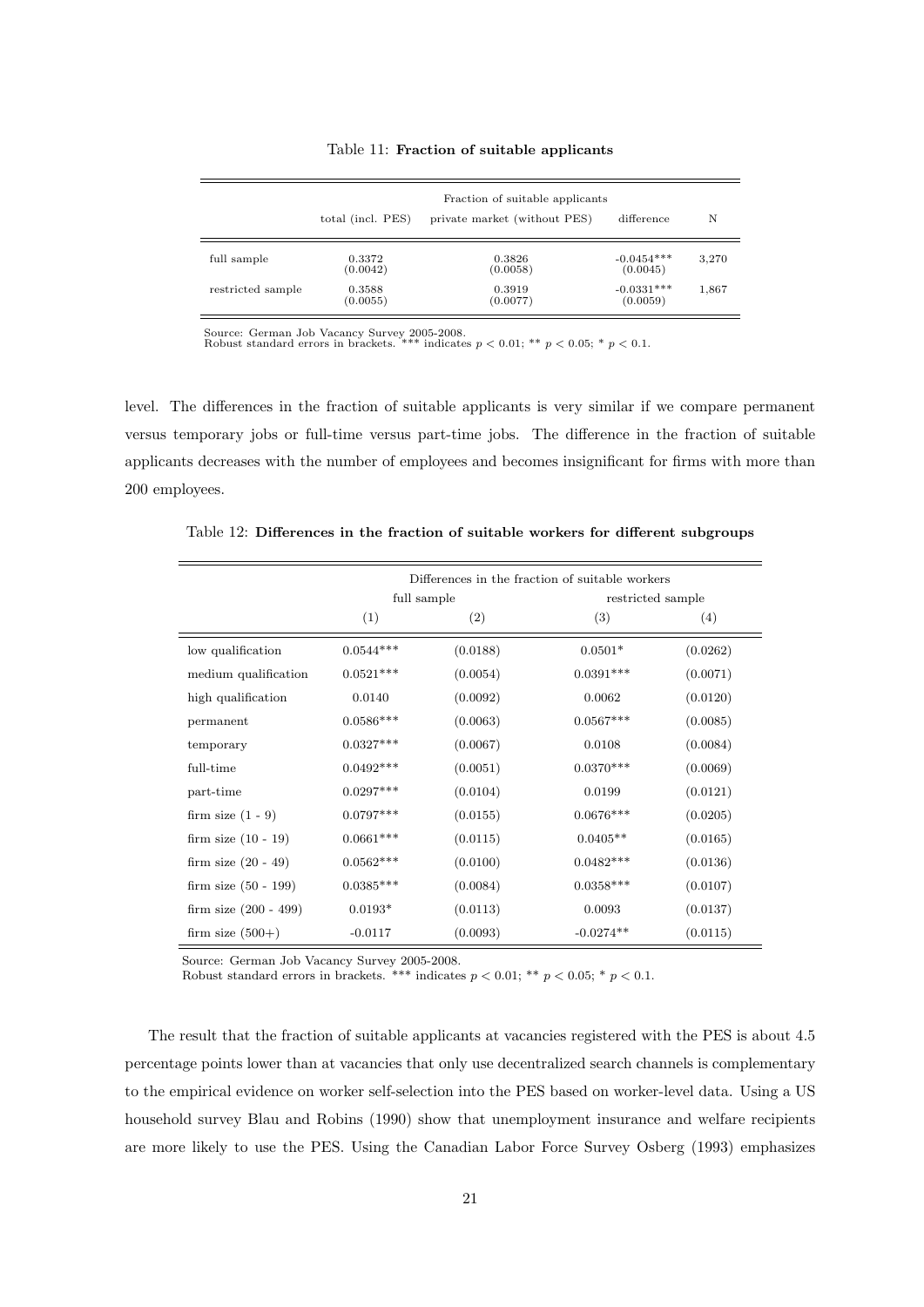Table 11: **Fraction of suitable applicants**

| | Fraction of suitable applicants | | | |
|---|---|---|---|---|
| | total (incl. PES) | private market (without PES) | difference | N |
| full sample | 0.3372 (0.0042) | 0.3826 (0.0058) | -0.0454*** (0.0045) | 3,270 |
| restricted sample | 0.3588 (0.0055) | 0.3919 (0.0077) | -0.0331*** (0.0059) | 1,867 |

Source: German Job Vacancy Survey 2005-2008.
Robust standard errors in brackets. *** indicates $p < 0.01$; ** $p < 0.05$; * $p < 0.1$.

level. The differences in the fraction of suitable applicants is very similar if we compare permanent versus temporary jobs or full-time versus part-time jobs. The difference in the fraction of suitable applicants decreases with the number of employees and becomes insignificant for firms with more than 200 employees.

Table 12: **Differences in the fraction of suitable workers for different subgroups**

| | Differences in the fraction of suitable workers | | | |
|---|---|---|---|---|
| | full sample | | restricted sample | |
| | (1) | (2) | (3) | (4) |
| low qualification | 0.0544*** | (0.0188) | 0.0501* | (0.0262) |
| medium qualification | 0.0521*** | (0.0054) | 0.0391*** | (0.0071) |
| high qualification | 0.0140 | (0.0092) | 0.0062 | (0.0120) |
| permanent | 0.0586*** | (0.0063) | 0.0567*** | (0.0085) |
| temporary | 0.0327*** | (0.0067) | 0.0108 | (0.0084) |
| full-time | 0.0492*** | (0.0051) | 0.0370*** | (0.0069) |
| part-time | 0.0297*** | (0.0104) | 0.0199 | (0.0121) |
| firm size (1 - 9) | 0.0797*** | (0.0155) | 0.0676*** | (0.0205) |
| firm size (10 - 19) | 0.0661*** | (0.0115) | 0.0405** | (0.0165) |
| firm size (20 - 49) | 0.0562*** | (0.0100) | 0.0482*** | (0.0136) |
| firm size (50 - 199) | 0.0385*** | (0.0084) | 0.0358*** | (0.0107) |
| firm size (200 - 499) | 0.0193* | (0.0113) | 0.0093 | (0.0137) |
| firm size (500+) | -0.0117 | (0.0093) | -0.0274** | (0.0115) |

Source: German Job Vacancy Survey 2005-2008.
Robust standard errors in brackets. *** indicates $p < 0.01$; ** $p < 0.05$; * $p < 0.1$.

The result that the fraction of suitable applicants at vacancies registered with the PES is about 4.5 percentage points lower than at vacancies that only use decentralized search channels is complementary to the empirical evidence on worker self-selection into the PES based on worker-level data. Using a US household survey Blau and Robins (1990) show that unemployment insurance and welfare recipients are more likely to use the PES. Using the Canadian Labor Force Survey Osberg (1993) emphasizes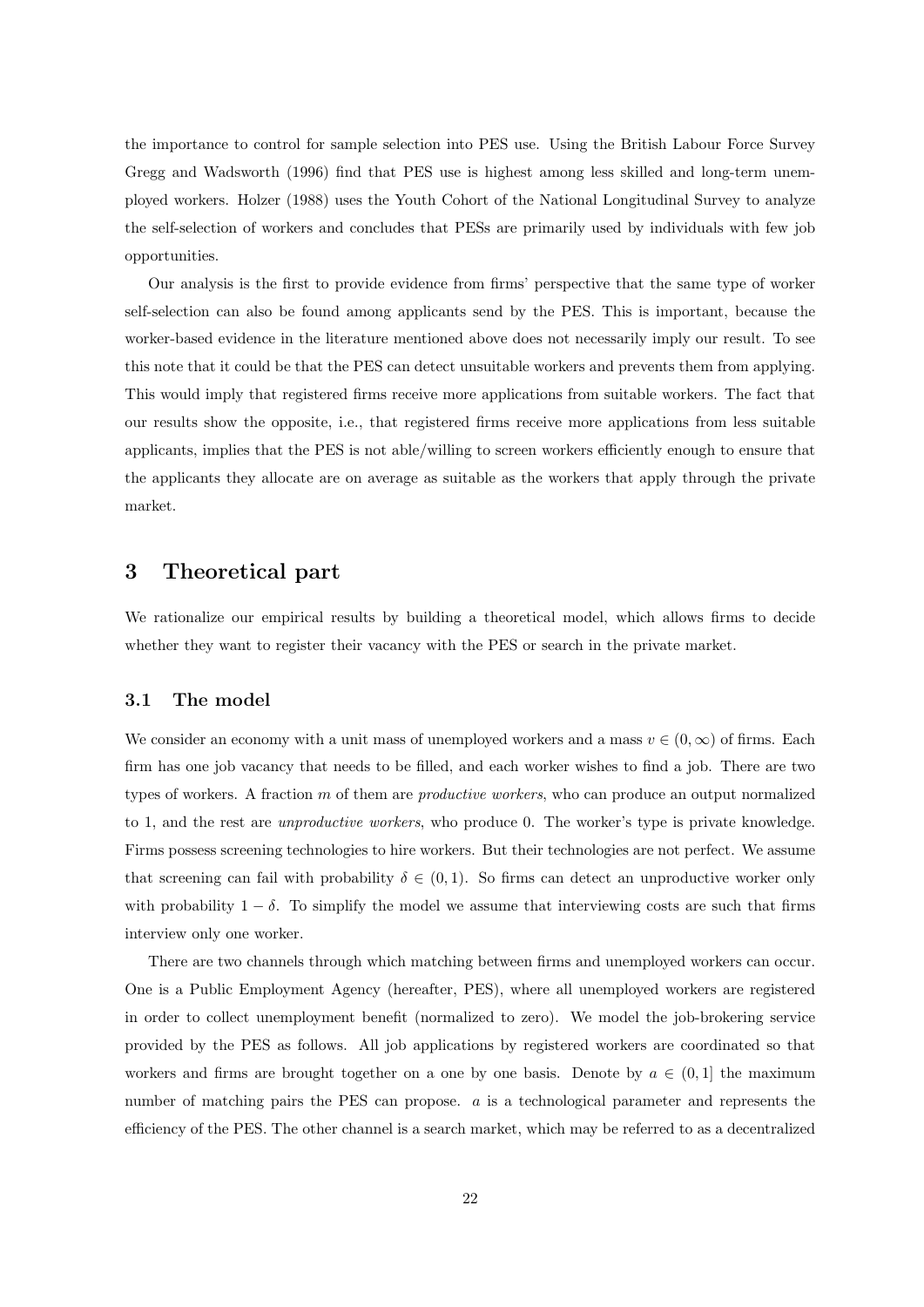the importance to control for sample selection into PES use. Using the British Labour Force Survey Gregg and Wadsworth (1996) find that PES use is highest among less skilled and long-term unemployed workers. Holzer (1988) uses the Youth Cohort of the National Longitudinal Survey to analyze the self-selection of workers and concludes that PESs are primarily used by individuals with few job opportunities.

Our analysis is the first to provide evidence from firms' perspective that the same type of worker self-selection can also be found among applicants send by the PES. This is important, because the worker-based evidence in the literature mentioned above does not necessarily imply our result. To see this note that it could be that the PES can detect unsuitable workers and prevents them from applying. This would imply that registered firms receive more applications from suitable workers. The fact that our results show the opposite, i.e., that registered firms receive more applications from less suitable applicants, implies that the PES is not able/willing to screen workers efficiently enough to ensure that the applicants they allocate are on average as suitable as the workers that apply through the private market.

## 3 Theoretical part

We rationalize our empirical results by building a theoretical model, which allows firms to decide whether they want to register their vacancy with the PES or search in the private market.

### 3.1 The model

We consider an economy with a unit mass of unemployed workers and a mass $v \in (0, \infty)$ of firms. Each firm has one job vacancy that needs to be filled, and each worker wishes to find a job. There are two types of workers. A fraction $m$ of them are *productive workers*, who can produce an output normalized to 1, and the rest are *unproductive workers*, who produce 0. The worker's type is private knowledge. Firms possess screening technologies to hire workers. But their technologies are not perfect. We assume that screening can fail with probability $\delta \in (0, 1)$. So firms can detect an unproductive worker only with probability $1 - \delta$. To simplify the model we assume that interviewing costs are such that firms interview only one worker.

There are two channels through which matching between firms and unemployed workers can occur. One is a Public Employment Agency (hereafter, PES), where all unemployed workers are registered in order to collect unemployment benefit (normalized to zero). We model the job-brokering service provided by the PES as follows. All job applications by registered workers are coordinated so that workers and firms are brought together on a one by one basis. Denote by $a \in (0, 1]$ the maximum number of matching pairs the PES can propose. $a$ is a technological parameter and represents the efficiency of the PES. The other channel is a search market, which may be referred to as a decentralized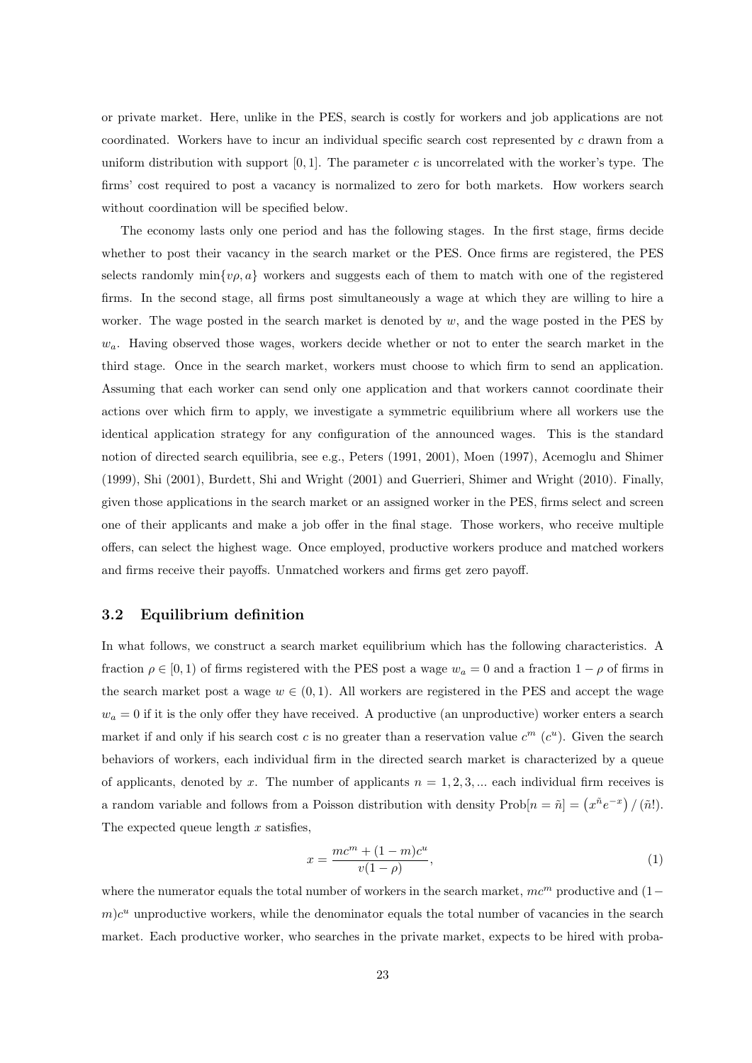or private market. Here, unlike in the PES, search is costly for workers and job applications are not coordinated. Workers have to incur an individual specific search cost represented by $c$ drawn from a uniform distribution with support $[0, 1]$. The parameter $c$ is uncorrelated with the worker's type. The firms' cost required to post a vacancy is normalized to zero for both markets. How workers search without coordination will be specified below.

The economy lasts only one period and has the following stages. In the first stage, firms decide whether to post their vacancy in the search market or the PES. Once firms are registered, the PES selects randomly $\min\{v\rho, a\}$ workers and suggests each of them to match with one of the registered firms. In the second stage, all firms post simultaneously a wage at which they are willing to hire a worker. The wage posted in the search market is denoted by $w$, and the wage posted in the PES by $w_a$. Having observed those wages, workers decide whether or not to enter the search market in the third stage. Once in the search market, workers must choose to which firm to send an application. Assuming that each worker can send only one application and that workers cannot coordinate their actions over which firm to apply, we investigate a symmetric equilibrium where all workers use the identical application strategy for any configuration of the announced wages. This is the standard notion of directed search equilibria, see e.g., Peters (1991, 2001), Moen (1997), Acemoglu and Shimer (1999), Shi (2001), Burdett, Shi and Wright (2001) and Guerrieri, Shimer and Wright (2010). Finally, given those applications in the search market or an assigned worker in the PES, firms select and screen one of their applicants and make a job offer in the final stage. Those workers, who receive multiple offers, can select the highest wage. Once employed, productive workers produce and matched workers and firms receive their payoffs. Unmatched workers and firms get zero payoff.

### 3.2 Equilibrium definition

In what follows, we construct a search market equilibrium which has the following characteristics. A fraction $\rho \in [0, 1)$ of firms registered with the PES post a wage $w_a = 0$ and a fraction $1 - \rho$ of firms in the search market post a wage $w \in (0, 1)$. All workers are registered in the PES and accept the wage $w_a = 0$ if it is the only offer they have received. A productive (an unproductive) worker enters a search market if and only if his search cost $c$ is no greater than a reservation value $c^m$ ($c^u$). Given the search behaviors of workers, each individual firm in the directed search market is characterized by a queue of applicants, denoted by $x$. The number of applicants $n = 1, 2, 3, ...$ each individual firm receives is a random variable and follows from a Poisson distribution with density $\text{Prob}[n = \tilde{n}] = \left(x^{\tilde{n}} e^{-x}\right) / (\tilde{n}!)$. The expected queue length $x$ satisfies,

$$x = \frac{mc^m + (1-m)c^u}{v(1-\rho)}, \tag{1}$$

where the numerator equals the total number of workers in the search market, $mc^m$ productive and $(1-m)c^u$ unproductive workers, while the denominator equals the total number of vacancies in the search market. Each productive worker, who searches in the private market, expects to be hired with proba-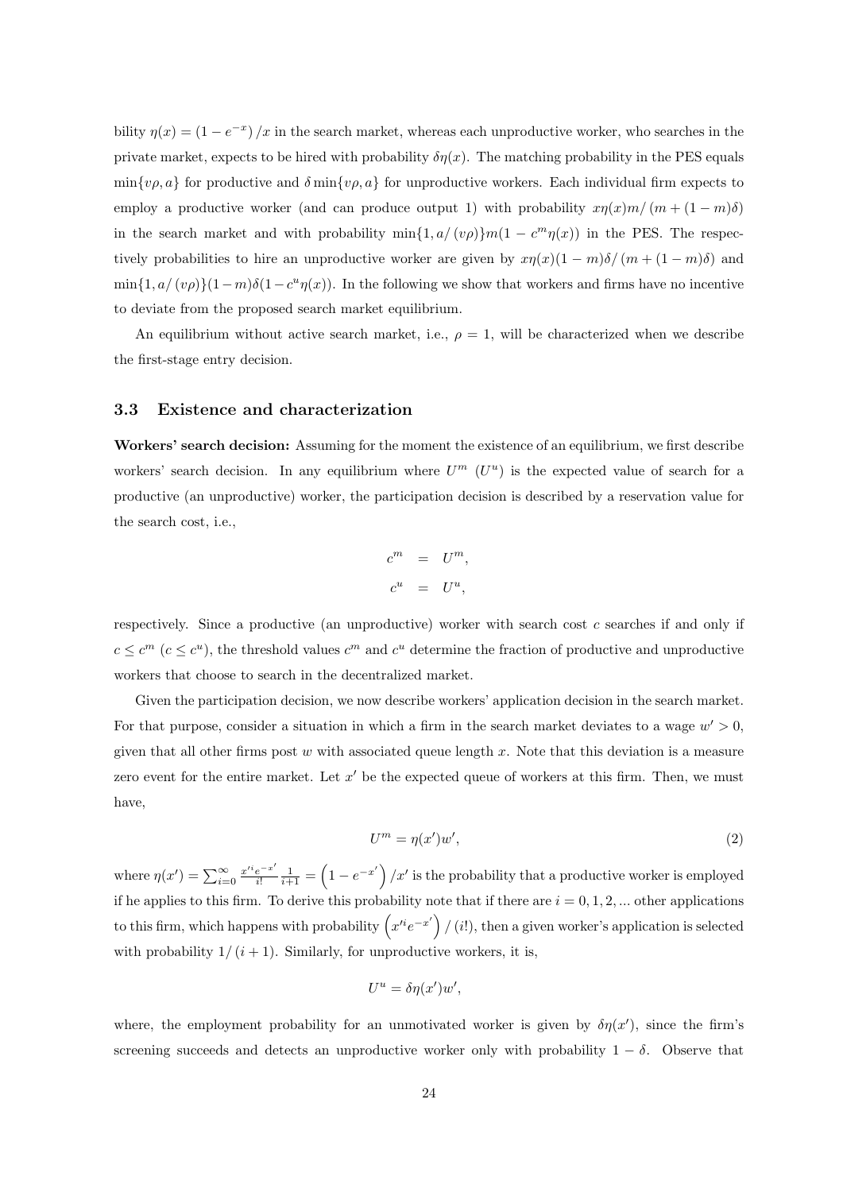bility $\eta(x) = (1 - e^{-x})/x$ in the search market, whereas each unproductive worker, who searches in the private market, expects to be hired with probability $\delta\eta(x)$. The matching probability in the PES equals $\min\{v\rho, a\}$ for productive and $\delta \min\{v\rho, a\}$ for unproductive workers. Each individual firm expects to employ a productive worker (and can produce output 1) with probability $x\eta(x)m/(m + (1-m)\delta)$ in the search market and with probability $\min\{1, a/(v\rho)\}m(1 - c^m\eta(x))$ in the PES. The respectively probabilities to hire an unproductive worker are given by $x\eta(x)(1-m)\delta/(m + (1-m)\delta)$ and $\min\{1, a/(v\rho)\}(1-m)\delta(1 - c^u\eta(x))$. In the following we show that workers and firms have no incentive to deviate from the proposed search market equilibrium.

An equilibrium without active search market, i.e., $\rho = 1$, will be characterized when we describe the first-stage entry decision.

### 3.3 Existence and characterization

**Workers' search decision:** Assuming for the moment the existence of an equilibrium, we first describe workers' search decision. In any equilibrium where $U^m$ ($U^u$) is the expected value of search for a productive (an unproductive) worker, the participation decision is described by a reservation value for the search cost, i.e.,

$$
\begin{aligned}
c^m &= U^m, \\
c^u &= U^u,
\end{aligned}
$$

respectively. Since a productive (an unproductive) worker with search cost $c$ searches if and only if $c \leq c^m$ ($c \leq c^u$), the threshold values $c^m$ and $c^u$ determine the fraction of productive and unproductive workers that choose to search in the decentralized market.

Given the participation decision, we now describe workers' application decision in the search market. For that purpose, consider a situation in which a firm in the search market deviates to a wage $w' > 0$, given that all other firms post $w$ with associated queue length $x$. Note that this deviation is a measure zero event for the entire market. Let $x'$ be the expected queue of workers at this firm. Then, we must have,

$$
U^m = \eta(x')w', \tag{2}
$$

where $\eta(x') = \sum_{i=0}^{\infty} \frac{x'^i e^{-x'}}{i!} \frac{1}{i+1} = \left(1 - e^{-x'}\right)/x'$ is the probability that a productive worker is employed if he applies to this firm. To derive this probability note that if there are $i = 0, 1, 2, ...$ other applications to this firm, which happens with probability $\left(x'^i e^{-x'}\right)/(i!)$, then a given worker's application is selected with probability $1/(i+1)$. Similarly, for unproductive workers, it is,

$$
U^u = \delta\eta(x')w',
$$

where, the employment probability for an unmotivated worker is given by $\delta\eta(x')$, since the firm's screening succeeds and detects an unproductive worker only with probability $1 - \delta$. Observe that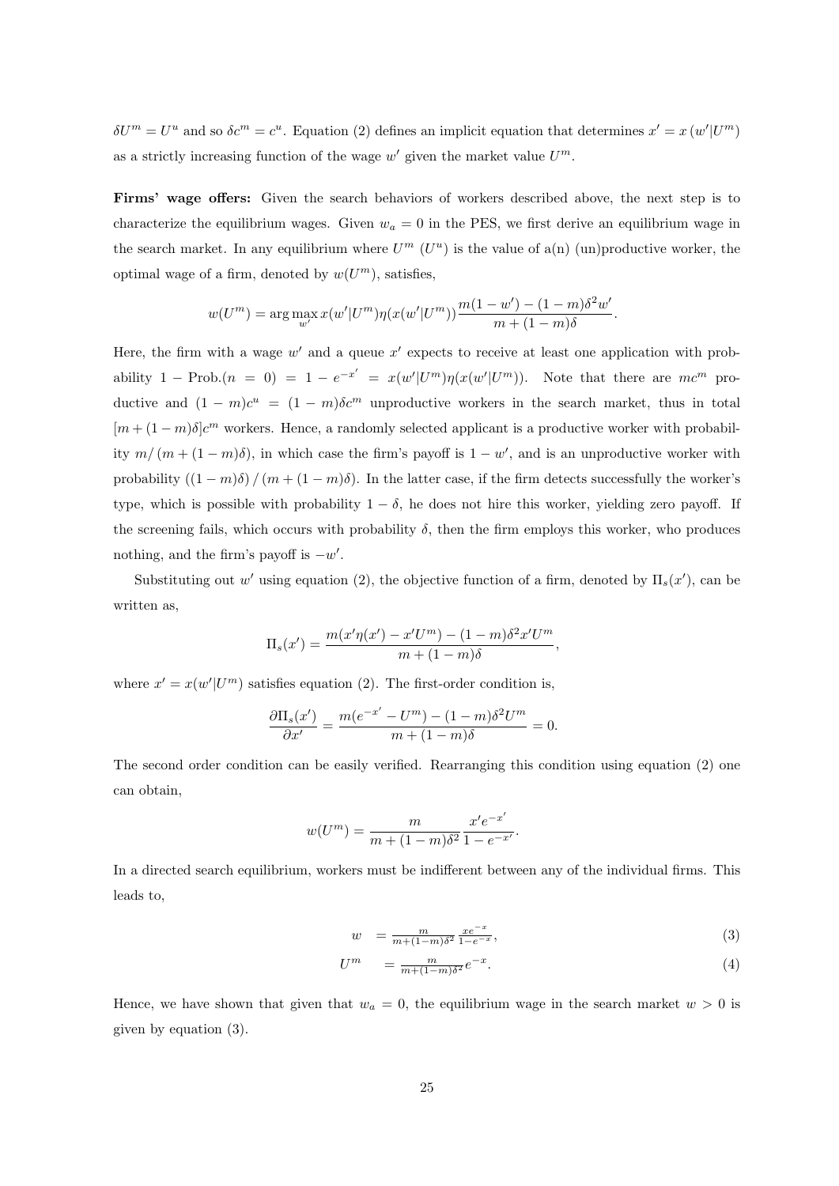$\delta U^m = U^u$ and so $\delta c^m = c^u$. Equation (2) defines an implicit equation that determines $x' = x(w'|U^m)$ as a strictly increasing function of the wage $w'$ given the market value $U^m$.

**Firms' wage offers:** Given the search behaviors of workers described above, the next step is to characterize the equilibrium wages. Given $w_a = 0$ in the PES, we first derive an equilibrium wage in the search market. In any equilibrium where $U^m$ ($U^u$) is the value of a(n) (un)productive worker, the optimal wage of a firm, denoted by $w(U^m)$, satisfies,

$$w(U^m) = \arg\max_{w'} x(w'|U^m)\eta(x(w'|U^m))\frac{m(1-w') - (1-m)\delta^2 w'}{m + (1-m)\delta}.$$

Here, the firm with a wage $w'$ and a queue $x'$ expects to receive at least one application with probability $1 - \text{Prob.}(n = 0) = 1 - e^{-x'} = x(w'|U^m)\eta(x(w'|U^m))$. Note that there are $mc^m$ productive and $(1-m)c^u = (1-m)\delta c^m$ unproductive workers in the search market, thus in total $[m + (1-m)\delta]c^m$ workers. Hence, a randomly selected applicant is a productive worker with probability $m/(m + (1-m)\delta)$, in which case the firm's payoff is $1 - w'$, and is an unproductive worker with probability $((1-m)\delta)/(m + (1-m)\delta)$. In the latter case, if the firm detects successfully the worker's type, which is possible with probability $1 - \delta$, he does not hire this worker, yielding zero payoff. If the screening fails, which occurs with probability $\delta$, then the firm employs this worker, who produces nothing, and the firm's payoff is $-w'$.

Substituting out $w'$ using equation (2), the objective function of a firm, denoted by $\Pi_s(x')$, can be written as,

$$\Pi_s(x') = \frac{m(x'\eta(x') - x'U^m) - (1-m)\delta^2 x'U^m}{m + (1-m)\delta},$$

where $x' = x(w'|U^m)$ satisfies equation (2). The first-order condition is,

$$\frac{\partial \Pi_s(x')}{\partial x'} = \frac{m(e^{-x'} - U^m) - (1-m)\delta^2 U^m}{m + (1-m)\delta} = 0.$$

The second order condition can be easily verified. Rearranging this condition using equation (2) one can obtain,

$$w(U^m) = \frac{m}{m + (1-m)\delta^2}\frac{x'e^{-x'}}{1 - e^{-x'}}.$$

In a directed search equilibrium, workers must be indifferent between any of the individual firms. This leads to,

$$w = \frac{m}{m+(1-m)\delta^2}\frac{xe^{-x}}{1-e^{-x}}, \tag{3}$$

$$U^m = \frac{m}{m+(1-m)\delta^2}e^{-x}. \tag{4}$$

Hence, we have shown that given that $w_a = 0$, the equilibrium wage in the search market $w > 0$ is given by equation (3).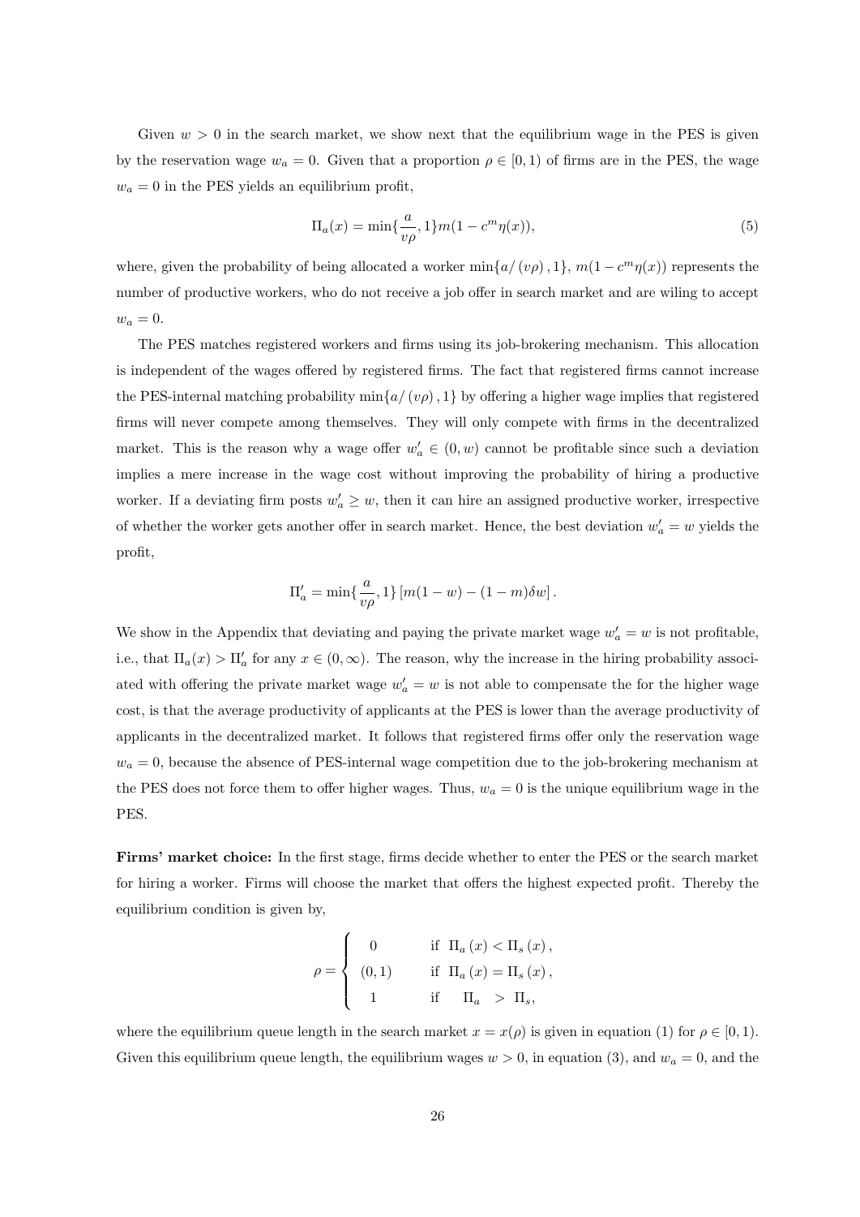Given $w > 0$ in the search market, we show next that the equilibrium wage in the PES is given by the reservation wage $w_a = 0$. Given that a proportion $\rho \in [0, 1)$ of firms are in the PES, the wage $w_a = 0$ in the PES yields an equilibrium profit,

$$\Pi_a(x) = \min\{\frac{a}{v\rho}, 1\} m(1 - c^m \eta(x)), \tag{5}$$

where, given the probability of being allocated a worker $\min\{a/(v\rho), 1\}$, $m(1 - c^m \eta(x))$ represents the number of productive workers, who do not receive a job offer in search market and are wiling to accept $w_a = 0$.

The PES matches registered workers and firms using its job-brokering mechanism. This allocation is independent of the wages offered by registered firms. The fact that registered firms cannot increase the PES-internal matching probability $\min\{a/(v\rho), 1\}$ by offering a higher wage implies that registered firms will never compete among themselves. They will only compete with firms in the decentralized market. This is the reason why a wage offer $w'_a \in (0, w)$ cannot be profitable since such a deviation implies a mere increase in the wage cost without improving the probability of hiring a productive worker. If a deviating firm posts $w'_a \geq w$, then it can hire an assigned productive worker, irrespective of whether the worker gets another offer in search market. Hence, the best deviation $w'_a = w$ yields the profit,

$$\Pi'_a = \min\{\frac{a}{v\rho}, 1\} \left[ m(1 - w) - (1 - m)\delta w \right].$$

We show in the Appendix that deviating and paying the private market wage $w'_a = w$ is not profitable, i.e., that $\Pi_a(x) > \Pi'_a$ for any $x \in (0, \infty)$. The reason, why the increase in the hiring probability associated with offering the private market wage $w'_a = w$ is not able to compensate the for the higher wage cost, is that the average productivity of applicants at the PES is lower than the average productivity of applicants in the decentralized market. It follows that registered firms offer only the reservation wage $w_a = 0$, because the absence of PES-internal wage competition due to the job-brokering mechanism at the PES does not force them to offer higher wages. Thus, $w_a = 0$ is the unique equilibrium wage in the PES.

**Firms' market choice:** In the first stage, firms decide whether to enter the PES or the search market for hiring a worker. Firms will choose the market that offers the highest expected profit. Thereby the equilibrium condition is given by,

$$\rho = \begin{cases} 0 & \text{if } \Pi_a(x) < \Pi_s(x), \\ (0, 1) & \text{if } \Pi_a(x) = \Pi_s(x), \\ 1 & \text{if } \quad \Pi_a \ > \ \Pi_s, \end{cases}$$

where the equilibrium queue length in the search market $x = x(\rho)$ is given in equation (1) for $\rho \in [0, 1)$. Given this equilibrium queue length, the equilibrium wages $w > 0$, in equation (3), and $w_a = 0$, and the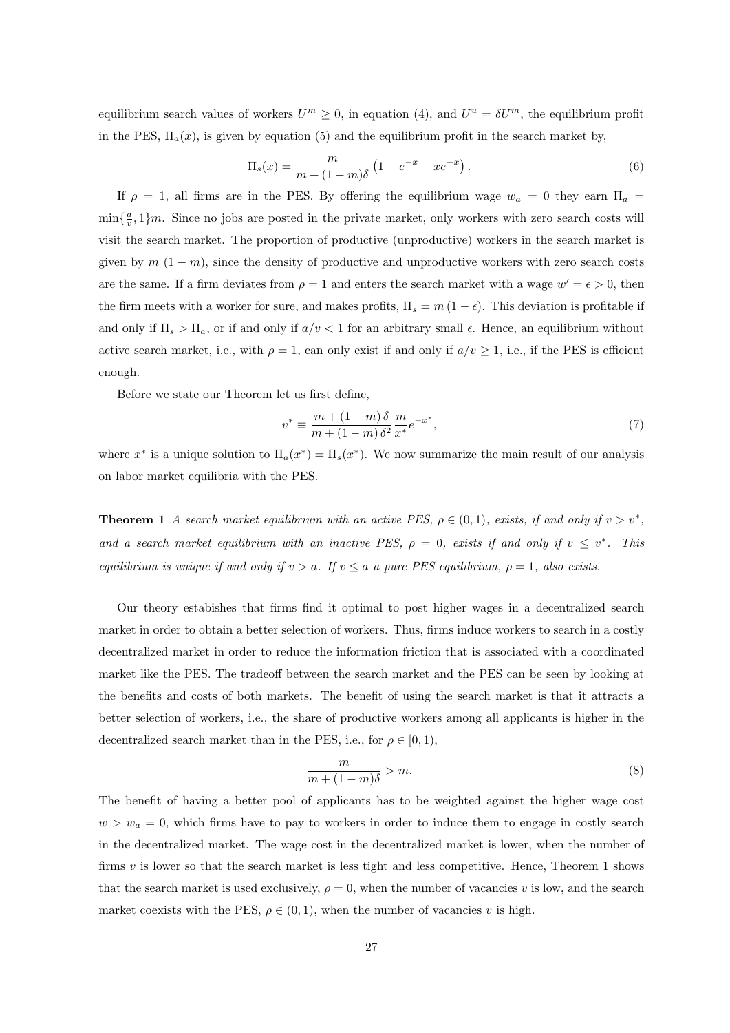equilibrium search values of workers $U^m \geq 0$, in equation (4), and $U^u = \delta U^m$, the equilibrium profit in the PES, $\Pi_a(x)$, is given by equation (5) and the equilibrium profit in the search market by,

$$\Pi_s(x) = \frac{m}{m + (1-m)\delta}\left(1 - e^{-x} - xe^{-x}\right). \tag{6}$$

If $\rho = 1$, all firms are in the PES. By offering the equilibrium wage $w_a = 0$ they earn $\Pi_a = \min\{\frac{a}{v}, 1\}m$. Since no jobs are posted in the private market, only workers with zero search costs will visit the search market. The proportion of productive (unproductive) workers in the search market is given by $m$ $(1-m)$, since the density of productive and unproductive workers with zero search costs are the same. If a firm deviates from $\rho = 1$ and enters the search market with a wage $w' = \epsilon > 0$, then the firm meets with a worker for sure, and makes profits, $\Pi_s = m(1-\epsilon)$. This deviation is profitable if and only if $\Pi_s > \Pi_a$, or if and only if $a/v < 1$ for an arbitrary small $\epsilon$. Hence, an equilibrium without active search market, i.e., with $\rho = 1$, can only exist if and only if $a/v \geq 1$, i.e., if the PES is efficient enough.

Before we state our Theorem let us first define,

$$v^* \equiv \frac{m + (1-m)\delta}{m + (1-m)\delta^2}\frac{m}{x^*}e^{-x^*}, \tag{7}$$

where $x^*$ is a unique solution to $\Pi_a(x^*) = \Pi_s(x^*)$. We now summarize the main result of our analysis on labor market equilibria with the PES.

**Theorem 1** *A search market equilibrium with an active PES, $\rho \in (0,1)$, exists, if and only if $v > v^*$, and a search market equilibrium with an inactive PES, $\rho = 0$, exists if and only if $v \leq v^*$. This equilibrium is unique if and only if $v > a$. If $v \leq a$ a pure PES equilibrium, $\rho = 1$, also exists.*

Our theory estabishes that firms find it optimal to post higher wages in a decentralized search market in order to obtain a better selection of workers. Thus, firms induce workers to search in a costly decentralized market in order to reduce the information friction that is associated with a coordinated market like the PES. The tradeoff between the search market and the PES can be seen by looking at the benefits and costs of both markets. The benefit of using the search market is that it attracts a better selection of workers, i.e., the share of productive workers among all applicants is higher in the decentralized search market than in the PES, i.e., for $\rho \in [0,1)$,

$$\frac{m}{m + (1-m)\delta} > m. \tag{8}$$

The benefit of having a better pool of applicants has to be weighted against the higher wage cost $w > w_a = 0$, which firms have to pay to workers in order to induce them to engage in costly search in the decentralized market. The wage cost in the decentralized market is lower, when the number of firms $v$ is lower so that the search market is less tight and less competitive. Hence, Theorem 1 shows that the search market is used exclusively, $\rho = 0$, when the number of vacancies $v$ is low, and the search market coexists with the PES, $\rho \in (0,1)$, when the number of vacancies $v$ is high.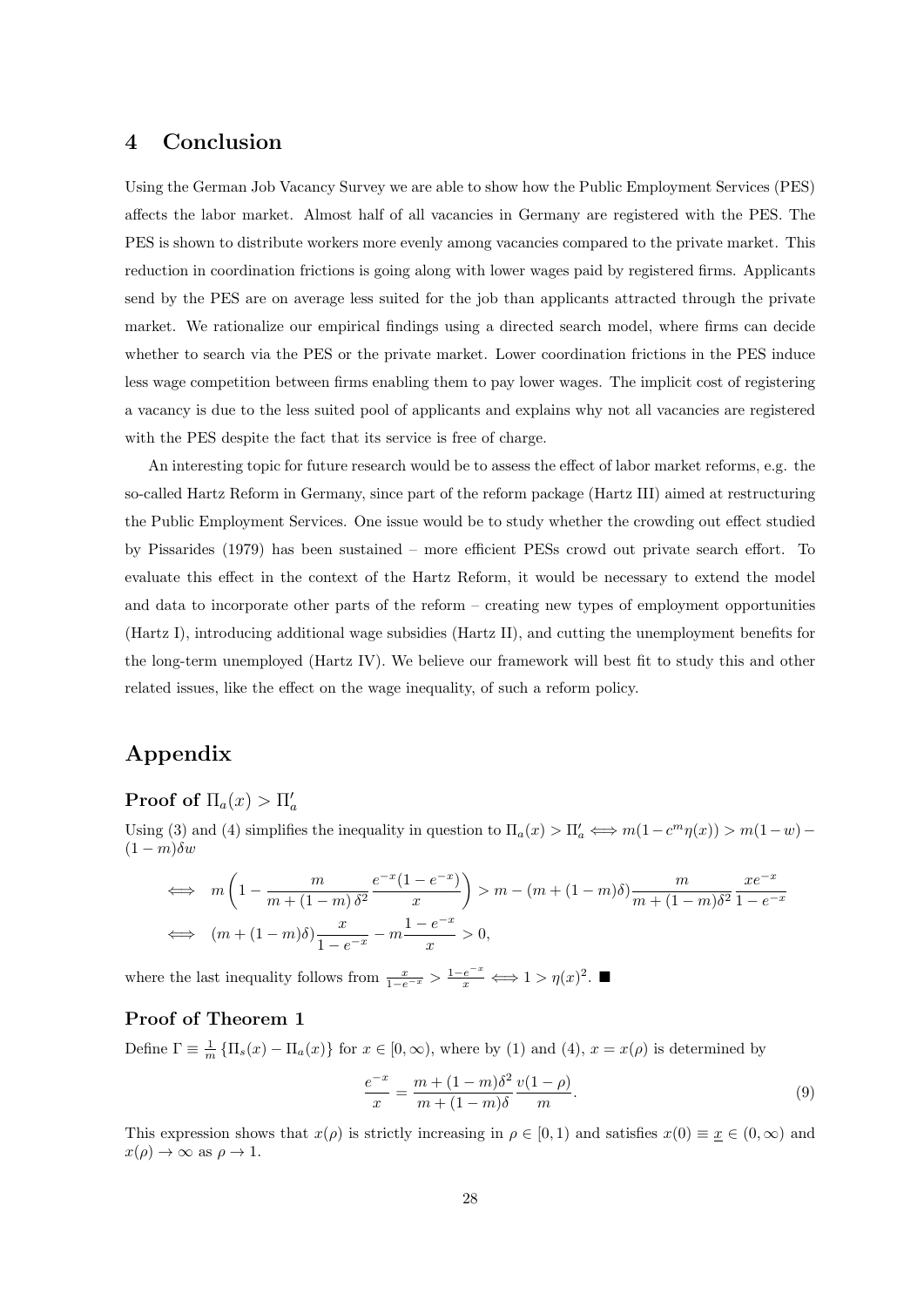## 4 Conclusion

Using the German Job Vacancy Survey we are able to show how the Public Employment Services (PES) affects the labor market. Almost half of all vacancies in Germany are registered with the PES. The PES is shown to distribute workers more evenly among vacancies compared to the private market. This reduction in coordination frictions is going along with lower wages paid by registered firms. Applicants send by the PES are on average less suited for the job than applicants attracted through the private market. We rationalize our empirical findings using a directed search model, where firms can decide whether to search via the PES or the private market. Lower coordination frictions in the PES induce less wage competition between firms enabling them to pay lower wages. The implicit cost of registering a vacancy is due to the less suited pool of applicants and explains why not all vacancies are registered with the PES despite the fact that its service is free of charge.

An interesting topic for future research would be to assess the effect of labor market reforms, e.g. the so-called Hartz Reform in Germany, since part of the reform package (Hartz III) aimed at restructuring the Public Employment Services. One issue would be to study whether the crowding out effect studied by Pissarides (1979) has been sustained – more efficient PESs crowd out private search effort. To evaluate this effect in the context of the Hartz Reform, it would be necessary to extend the model and data to incorporate other parts of the reform – creating new types of employment opportunities (Hartz I), introducing additional wage subsidies (Hartz II), and cutting the unemployment benefits for the long-term unemployed (Hartz IV). We believe our framework will best fit to study this and other related issues, like the effect on the wage inequality, of such a reform policy.

# Appendix

### Proof of $\Pi_a(x) > \Pi_a'$

Using (3) and (4) simplifies the inequality in question to $\Pi_a(x) > \Pi_a' \iff m(1 - c^m \eta(x)) > m(1-w) - (1-m)\delta w$

$$\iff \quad m\left(1 - \frac{m}{m+(1-m)\,\delta^2}\frac{e^{-x}(1-e^{-x})}{x}\right) > m - (m+(1-m)\delta)\frac{m}{m+(1-m)\delta^2}\frac{xe^{-x}}{1-e^{-x}}$$

$$\iff \quad (m+(1-m)\delta)\frac{x}{1-e^{-x}} - m\frac{1-e^{-x}}{x} > 0,$$

where the last inequality follows from $\frac{x}{1-e^{-x}} > \frac{1-e^{-x}}{x} \iff 1 > \eta(x)^2$. ■

### Proof of Theorem 1

Define $\Gamma \equiv \frac{1}{m}\left\{\Pi_s(x) - \Pi_a(x)\right\}$ for $x \in [0, \infty)$, where by (1) and (4), $x = x(\rho)$ is determined by

$$\frac{e^{-x}}{x} = \frac{m+(1-m)\delta^2}{m+(1-m)\delta}\frac{v(1-\rho)}{m}. \tag{9}$$

This expression shows that $x(\rho)$ is strictly increasing in $\rho \in [0, 1)$ and satisfies $x(0) \equiv \underline{x} \in (0, \infty)$ and $x(\rho) \to \infty$ as $\rho \to 1$.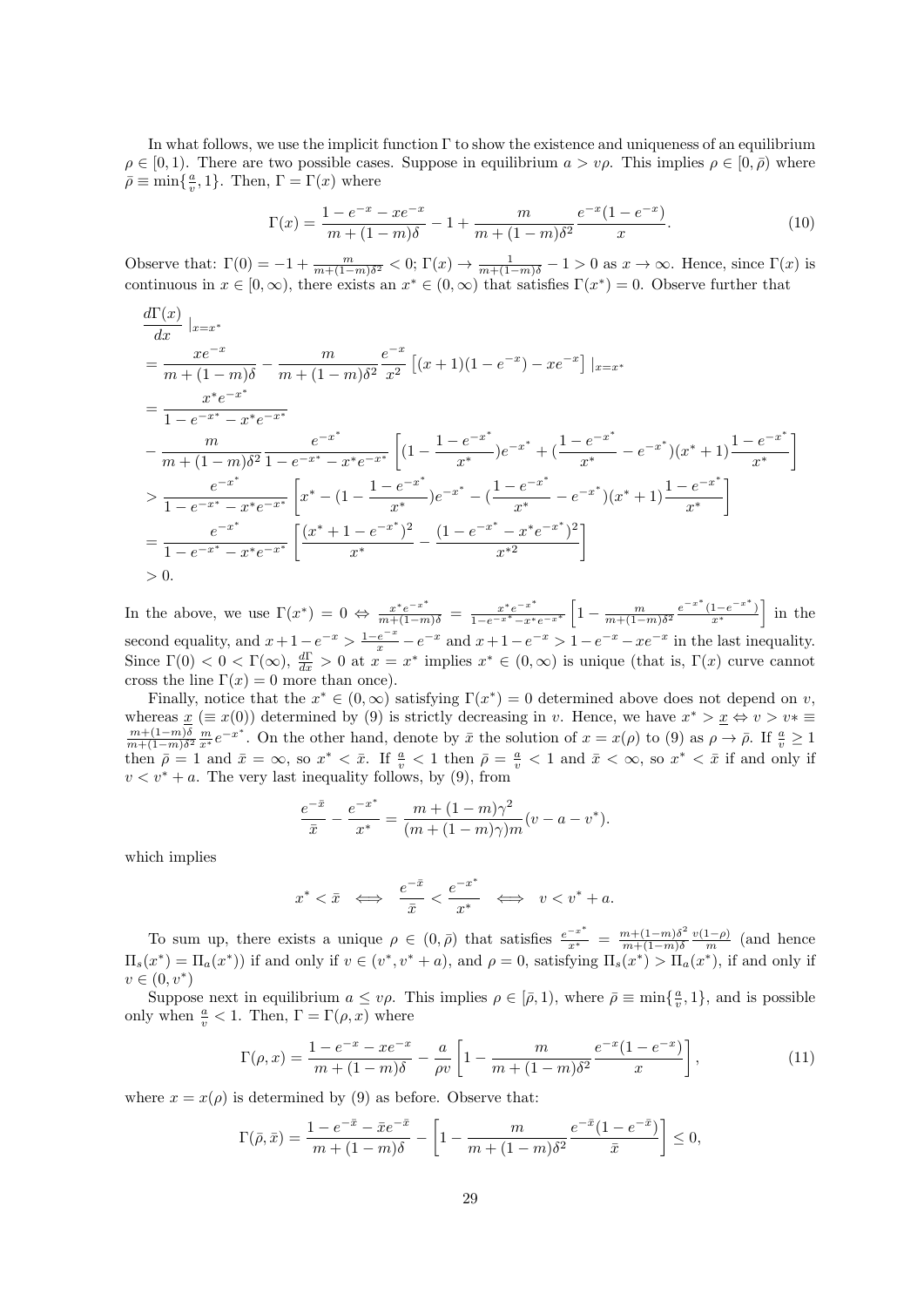In what follows, we use the implicit function $\Gamma$ to show the existence and uniqueness of an equilibrium $\rho \in [0,1)$. There are two possible cases. Suppose in equilibrium $a > v\rho$. This implies $\rho \in [0, \bar{\rho})$ where $\bar{\rho} \equiv \min\{\frac{a}{v}, 1\}$. Then, $\Gamma = \Gamma(x)$ where

$$\Gamma(x) = \frac{1 - e^{-x} - xe^{-x}}{m + (1-m)\delta} - 1 + \frac{m}{m + (1-m)\delta^2} \frac{e^{-x}(1 - e^{-x})}{x}. \tag{10}$$

Observe that: $\Gamma(0) = -1 + \frac{m}{m+(1-m)\delta^2} < 0$; $\Gamma(x) \to \frac{1}{m+(1-m)\delta} - 1 > 0$ as $x \to \infty$. Hence, since $\Gamma(x)$ is continuous in $x \in [0, \infty)$, there exists an $x^* \in (0, \infty)$ that satisfies $\Gamma(x^*) = 0$. Observe further that

$$\begin{aligned}
&\frac{d\Gamma(x)}{dx}\,|_{x=x^*} \\
&= \frac{xe^{-x}}{m + (1-m)\delta} - \frac{m}{m + (1-m)\delta^2}\frac{e^{-x}}{x^2}\left[(x+1)(1-e^{-x}) - xe^{-x}\right]|_{x=x^*} \\
&= \frac{x^* e^{-x^*}}{1 - e^{-x^*} - x^* e^{-x^*}} \\
&\quad - \frac{m}{m + (1-m)\delta^2}\frac{e^{-x^*}}{1 - e^{-x^*} - x^* e^{-x^*}}\left[(1 - \frac{1 - e^{-x^*}}{x^*})e^{-x^*} + (\frac{1 - e^{-x^*}}{x^*} - e^{-x^*})(x^* + 1)\frac{1 - e^{-x^*}}{x^*}\right] \\
&> \frac{e^{-x^*}}{1 - e^{-x^*} - x^* e^{-x^*}}\left[x^* - (1 - \frac{1 - e^{-x^*}}{x^*})e^{-x^*} - (\frac{1 - e^{-x^*}}{x^*} - e^{-x^*})(x^* + 1)\frac{1 - e^{-x^*}}{x^*}\right] \\
&= \frac{e^{-x^*}}{1 - e^{-x^*} - x^* e^{-x^*}}\left[\frac{(x^* + 1 - e^{-x^*})^2}{x^*} - \frac{(1 - e^{-x^*} - x^* e^{-x^*})^2}{x^{*2}}\right] \\
&> 0.
\end{aligned}$$

In the above, we use $\Gamma(x^*) = 0 \Leftrightarrow \frac{x^* e^{-x^*}}{m+(1-m)\delta} = \frac{x^* e^{-x^*}}{1-e^{-x^*}-x^* e^{-x^*}}\left[1 - \frac{m}{m+(1-m)\delta^2}\frac{e^{-x^*}(1-e^{-x^*})}{x^*}\right]$ in the second equality, and $x + 1 - e^{-x} > \frac{1-e^{-x}}{x} - e^{-x}$ and $x + 1 - e^{-x} > 1 - e^{-x} - xe^{-x}$ in the last inequality. Since $\Gamma(0) < 0 < \Gamma(\infty)$, $\frac{d\Gamma}{dx} > 0$ at $x = x^*$ implies $x^* \in (0, \infty)$ is unique (that is, $\Gamma(x)$ curve cannot cross the line $\Gamma(x) = 0$ more than once).

Finally, notice that the $x^* \in (0, \infty)$ satisfying $\Gamma(x^*) = 0$ determined above does not depend on $v$, whereas $\underline{x}$ ($\equiv x(0)$) determined by (9) is strictly decreasing in $v$. Hence, we have $x^* > \underline{x} \Leftrightarrow v > v* \equiv \frac{m+(1-m)\delta}{m+(1-m)\delta^2}\frac{m}{x^*}e^{-x^*}$. On the other hand, denote by $\bar{x}$ the solution of $x = x(\rho)$ to (9) as $\rho \to \bar{\rho}$. If $\frac{a}{v} \geq 1$ then $\bar{\rho} = 1$ and $\bar{x} = \infty$, so $x^* < \bar{x}$. If $\frac{a}{v} < 1$ then $\bar{\rho} = \frac{a}{v} < 1$ and $\bar{x} < \infty$, so $x^* < \bar{x}$ if and only if $v < v^* + a$. The very last inequality follows, by (9), from

$$\frac{e^{-\bar{x}}}{\bar{x}} - \frac{e^{-x^*}}{x^*} = \frac{m + (1-m)\gamma^2}{(m + (1-m)\gamma)m}(v - a - v^*).$$

which implies

$$x^* < \bar{x} \iff \frac{e^{-\bar{x}}}{\bar{x}} < \frac{e^{-x^*}}{x^*} \iff v < v^* + a.$$

To sum up, there exists a unique $\rho \in (0, \bar{\rho})$ that satisfies $\frac{e^{-x^*}}{x^*} = \frac{m+(1-m)\delta^2}{m+(1-m)\delta}\frac{v(1-\rho)}{m}$ (and hence $\Pi_s(x^*) = \Pi_a(x^*)$) if and only if $v \in (v^*, v^* + a)$, and $\rho = 0$, satisfying $\Pi_s(x^*) > \Pi_a(x^*)$, if and only if $v \in (0, v^*)$

Suppose next in equilibrium $a \leq v\rho$. This implies $\rho \in [\bar{\rho}, 1)$, where $\bar{\rho} \equiv \min\{\frac{a}{v}, 1\}$, and is possible only when $\frac{a}{v} < 1$. Then, $\Gamma = \Gamma(\rho, x)$ where

$$\Gamma(\rho, x) = \frac{1 - e^{-x} - xe^{-x}}{m + (1-m)\delta} - \frac{a}{\rho v}\left[1 - \frac{m}{m + (1-m)\delta^2}\frac{e^{-x}(1 - e^{-x})}{x}\right], \tag{11}$$

where $x = x(\rho)$ is determined by (9) as before. Observe that:

$$\Gamma(\bar{\rho}, \bar{x}) = \frac{1 - e^{-\bar{x}} - \bar{x}e^{-\bar{x}}}{m + (1-m)\delta} - \left[1 - \frac{m}{m + (1-m)\delta^2}\frac{e^{-\bar{x}}(1 - e^{-\bar{x}})}{\bar{x}}\right] \leq 0,$$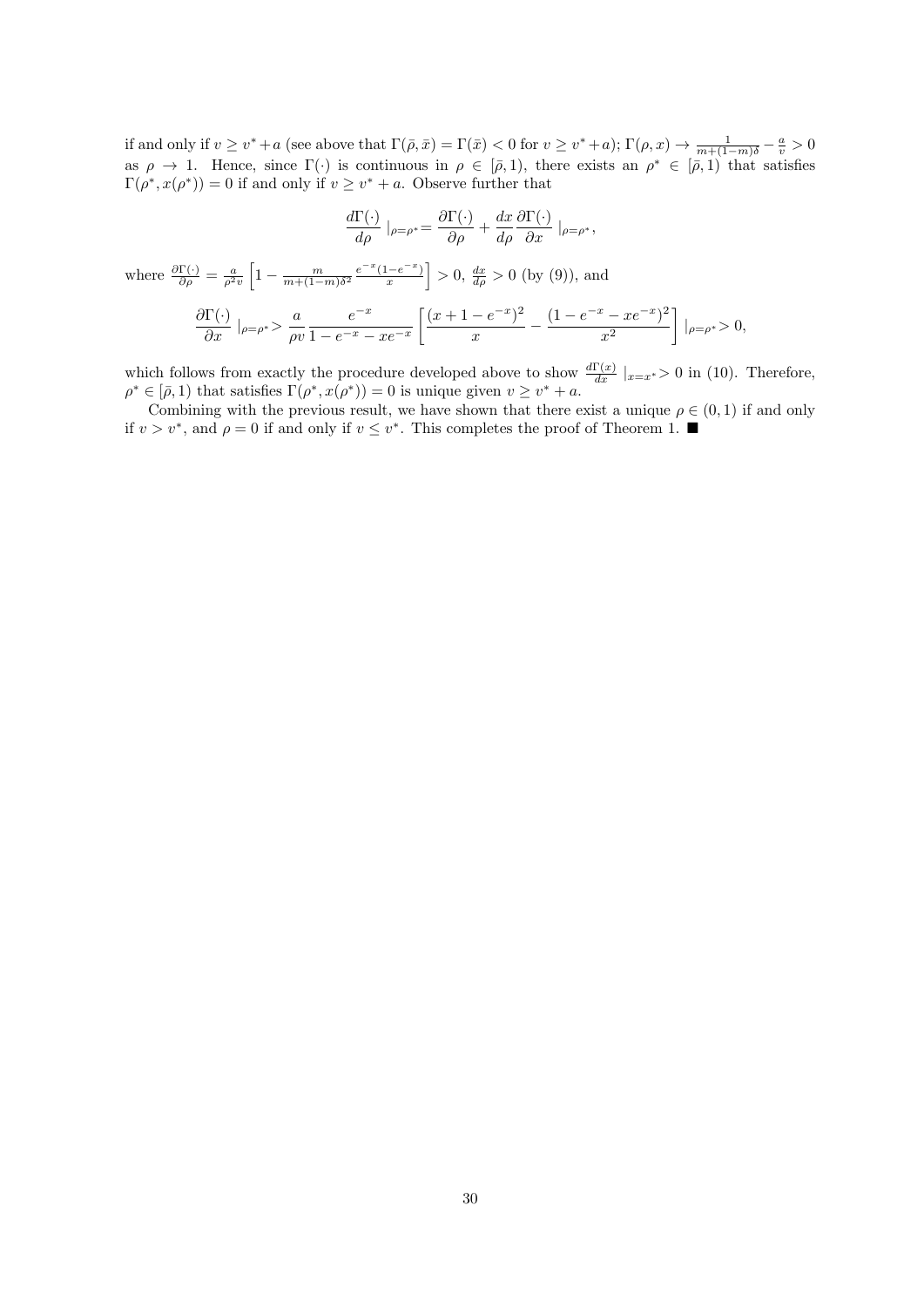if and only if $v \geq v^* + a$ (see above that $\Gamma(\bar{\rho}, \bar{x}) = \Gamma(\bar{x}) < 0$ for $v \geq v^* + a$); $\Gamma(\rho, x) \to \frac{1}{m+(1-m)\delta} - \frac{a}{v} > 0$ as $\rho \to 1$. Hence, since $\Gamma(\cdot)$ is continuous in $\rho \in [\bar{\rho}, 1)$, there exists an $\rho^* \in [\bar{\rho}, 1)$ that satisfies $\Gamma(\rho^*, x(\rho^*)) = 0$ if and only if $v \geq v^* + a$. Observe further that

$$\frac{d\Gamma(\cdot)}{d\rho} \mid_{\rho=\rho^*} = \frac{\partial \Gamma(\cdot)}{\partial \rho} + \frac{dx}{d\rho} \frac{\partial \Gamma(\cdot)}{\partial x} \mid_{\rho=\rho^*},$$

where $\frac{\partial \Gamma(\cdot)}{\partial \rho} = \frac{a}{\rho^2 v} \left[ 1 - \frac{m}{m+(1-m)\delta^2} \frac{e^{-x}(1-e^{-x})}{x} \right] > 0$, $\frac{dx}{d\rho} > 0$ (by (9)), and

$$\frac{\partial \Gamma(\cdot)}{\partial x} \mid_{\rho=\rho^*} > \frac{a}{\rho v} \frac{e^{-x}}{1 - e^{-x} - xe^{-x}} \left[ \frac{(x + 1 - e^{-x})^2}{x} - \frac{(1 - e^{-x} - xe^{-x})^2}{x^2} \right] \mid_{\rho=\rho^*} > 0,$$

which follows from exactly the procedure developed above to show $\frac{d\Gamma(x)}{dx} \mid_{x=x^*} > 0$ in (10). Therefore, $\rho^* \in [\bar{\rho}, 1)$ that satisfies $\Gamma(\rho^*, x(\rho^*)) = 0$ is unique given $v \geq v^* + a$.

Combining with the previous result, we have shown that there exist a unique $\rho \in (0, 1)$ if and only if $v > v^*$, and $\rho = 0$ if and only if $v \leq v^*$. This completes the proof of Theorem 1. ■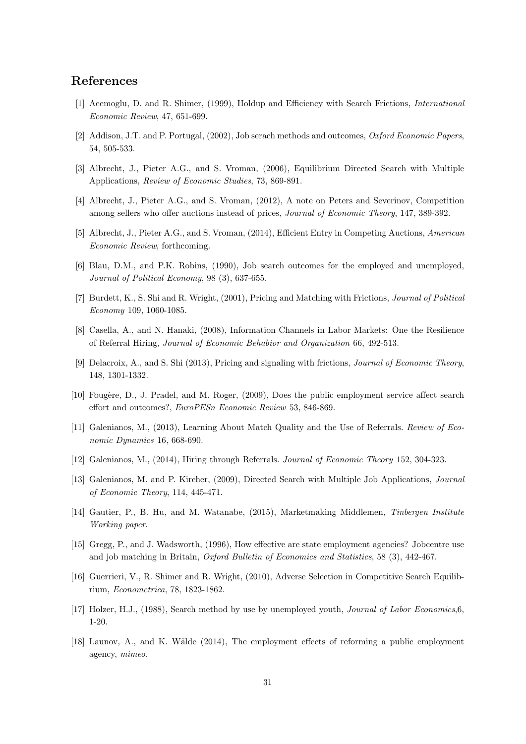## References

[1] Acemoglu, D. and R. Shimer, (1999), Holdup and Efficiency with Search Frictions, *International Economic Review*, 47, 651-699.

[2] Addison, J.T. and P. Portugal, (2002), Job serach methods and outcomes, *Oxford Economic Papers*, 54, 505-533.

[3] Albrecht, J., Pieter A.G., and S. Vroman, (2006), Equilibrium Directed Search with Multiple Applications, *Review of Economic Studies*, 73, 869-891.

[4] Albrecht, J., Pieter A.G., and S. Vroman, (2012), A note on Peters and Severinov, Competition among sellers who offer auctions instead of prices, *Journal of Economic Theory*, 147, 389-392.

[5] Albrecht, J., Pieter A.G., and S. Vroman, (2014), Efficient Entry in Competing Auctions, *American Economic Review*, forthcoming.

[6] Blau, D.M., and P.K. Robins, (1990), Job search outcomes for the employed and unemployed, *Journal of Political Economy*, 98 (3), 637-655.

[7] Burdett, K., S. Shi and R. Wright, (2001), Pricing and Matching with Frictions, *Journal of Political Economy* 109, 1060-1085.

[8] Casella, A., and N. Hanaki, (2008), Information Channels in Labor Markets: One the Resilience of Referral Hiring, *Journal of Economic Behabior and Organization* 66, 492-513.

[9] Delacroix, A., and S. Shi (2013), Pricing and signaling with frictions, *Journal of Economic Theory*, 148, 1301-1332.

[10] Fougère, D., J. Pradel, and M. Roger, (2009), Does the public employment service affect search effort and outcomes?, *EuroPESn Economic Review* 53, 846-869.

[11] Galenianos, M., (2013), Learning About Match Quality and the Use of Referrals. *Review of Economic Dynamics* 16, 668-690.

[12] Galenianos, M., (2014), Hiring through Referrals. *Journal of Economic Theory* 152, 304-323.

[13] Galenianos, M. and P. Kircher, (2009), Directed Search with Multiple Job Applications, *Journal of Economic Theory*, 114, 445-471.

[14] Gautier, P., B. Hu, and M. Watanabe, (2015), Marketmaking Middlemen, *Tinbergen Institute Working paper.*

[15] Gregg, P., and J. Wadsworth, (1996), How effective are state employment agencies? Jobcentre use and job matching in Britain, *Oxford Bulletin of Economics and Statistics*, 58 (3), 442-467.

[16] Guerrieri, V., R. Shimer and R. Wright, (2010), Adverse Selection in Competitive Search Equilibrium, *Econometrica*, 78, 1823-1862.

[17] Holzer, H.J., (1988), Search method by use by unemployed youth, *Journal of Labor Economics*,6, 1-20.

[18] Launov, A., and K. Wälde (2014), The employment effects of reforming a public employment agency, *mimeo*.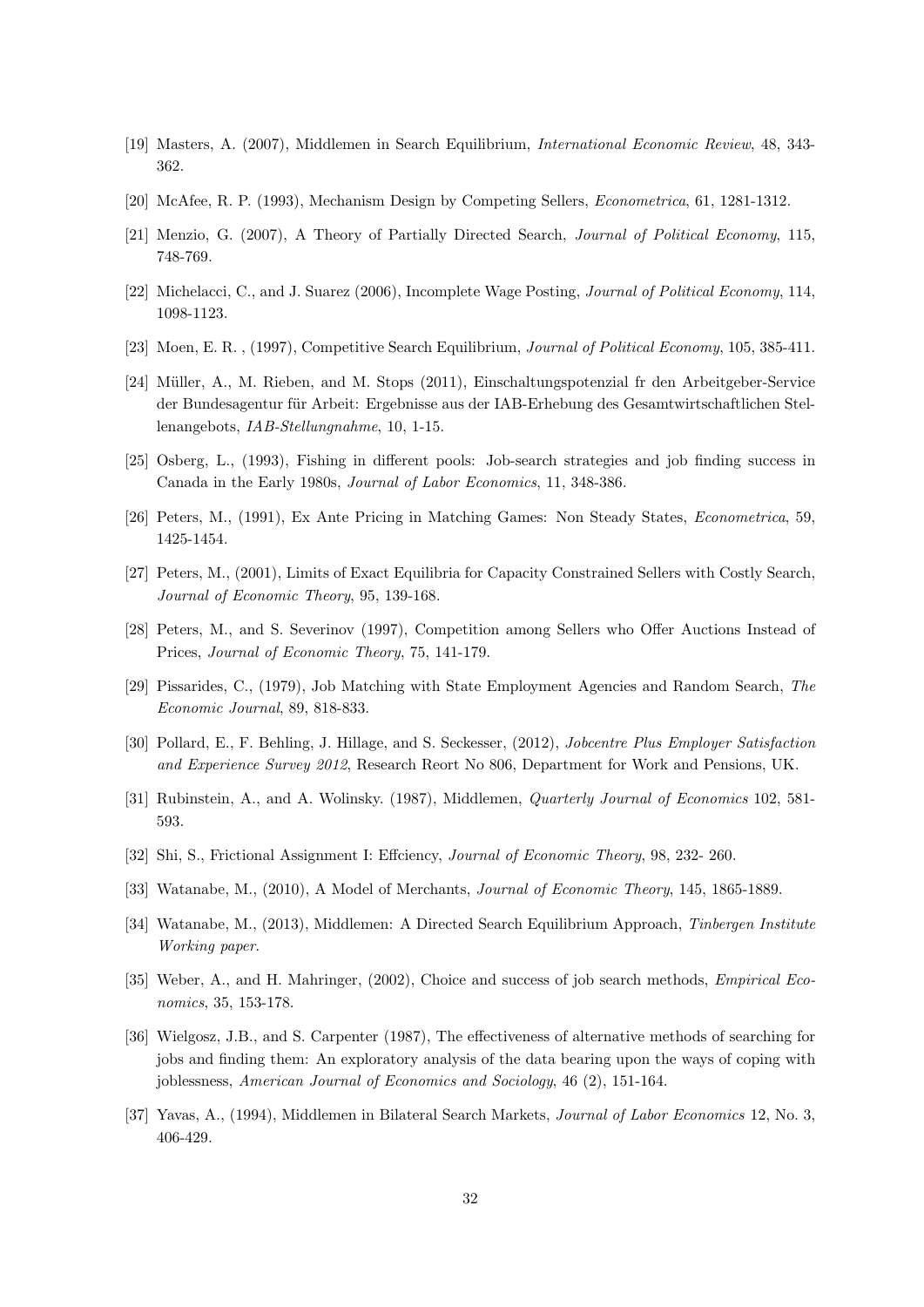[19] Masters, A. (2007), Middlemen in Search Equilibrium, *International Economic Review*, 48, 343-362.

[20] McAfee, R. P. (1993), Mechanism Design by Competing Sellers, *Econometrica*, 61, 1281-1312.

[21] Menzio, G. (2007), A Theory of Partially Directed Search, *Journal of Political Economy*, 115, 748-769.

[22] Michelacci, C., and J. Suarez (2006), Incomplete Wage Posting, *Journal of Political Economy*, 114, 1098-1123.

[23] Moen, E. R. , (1997), Competitive Search Equilibrium, *Journal of Political Economy*, 105, 385-411.

[24] Müller, A., M. Rieben, and M. Stops (2011), Einschaltungspotenzial fr den Arbeitgeber-Service der Bundesagentur für Arbeit: Ergebnisse aus der IAB-Erhebung des Gesamtwirtschaftlichen Stellenangebots, *IAB-Stellungnahme*, 10, 1-15.

[25] Osberg, L., (1993), Fishing in different pools: Job-search strategies and job finding success in Canada in the Early 1980s, *Journal of Labor Economics*, 11, 348-386.

[26] Peters, M., (1991), Ex Ante Pricing in Matching Games: Non Steady States, *Econometrica*, 59, 1425-1454.

[27] Peters, M., (2001), Limits of Exact Equilibria for Capacity Constrained Sellers with Costly Search, *Journal of Economic Theory*, 95, 139-168.

[28] Peters, M., and S. Severinov (1997), Competition among Sellers who Offer Auctions Instead of Prices, *Journal of Economic Theory*, 75, 141-179.

[29] Pissarides, C., (1979), Job Matching with State Employment Agencies and Random Search, *The Economic Journal*, 89, 818-833.

[30] Pollard, E., F. Behling, J. Hillage, and S. Seckesser, (2012), *Jobcentre Plus Employer Satisfaction and Experience Survey 2012*, Research Reort No 806, Department for Work and Pensions, UK.

[31] Rubinstein, A., and A. Wolinsky. (1987), Middlemen, *Quarterly Journal of Economics* 102, 581-593.

[32] Shi, S., Frictional Assignment I: Effciency, *Journal of Economic Theory*, 98, 232- 260.

[33] Watanabe, M., (2010), A Model of Merchants, *Journal of Economic Theory*, 145, 1865-1889.

[34] Watanabe, M., (2013), Middlemen: A Directed Search Equilibrium Approach, *Tinbergen Institute Working paper*.

[35] Weber, A., and H. Mahringer, (2002), Choice and success of job search methods, *Empirical Economics*, 35, 153-178.

[36] Wielgosz, J.B., and S. Carpenter (1987), The effectiveness of alternative methods of searching for jobs and finding them: An exploratory analysis of the data bearing upon the ways of coping with joblessness, *American Journal of Economics and Sociology*, 46 (2), 151-164.

[37] Yavas, A., (1994), Middlemen in Bilateral Search Markets, *Journal of Labor Economics* 12, No. 3, 406-429.